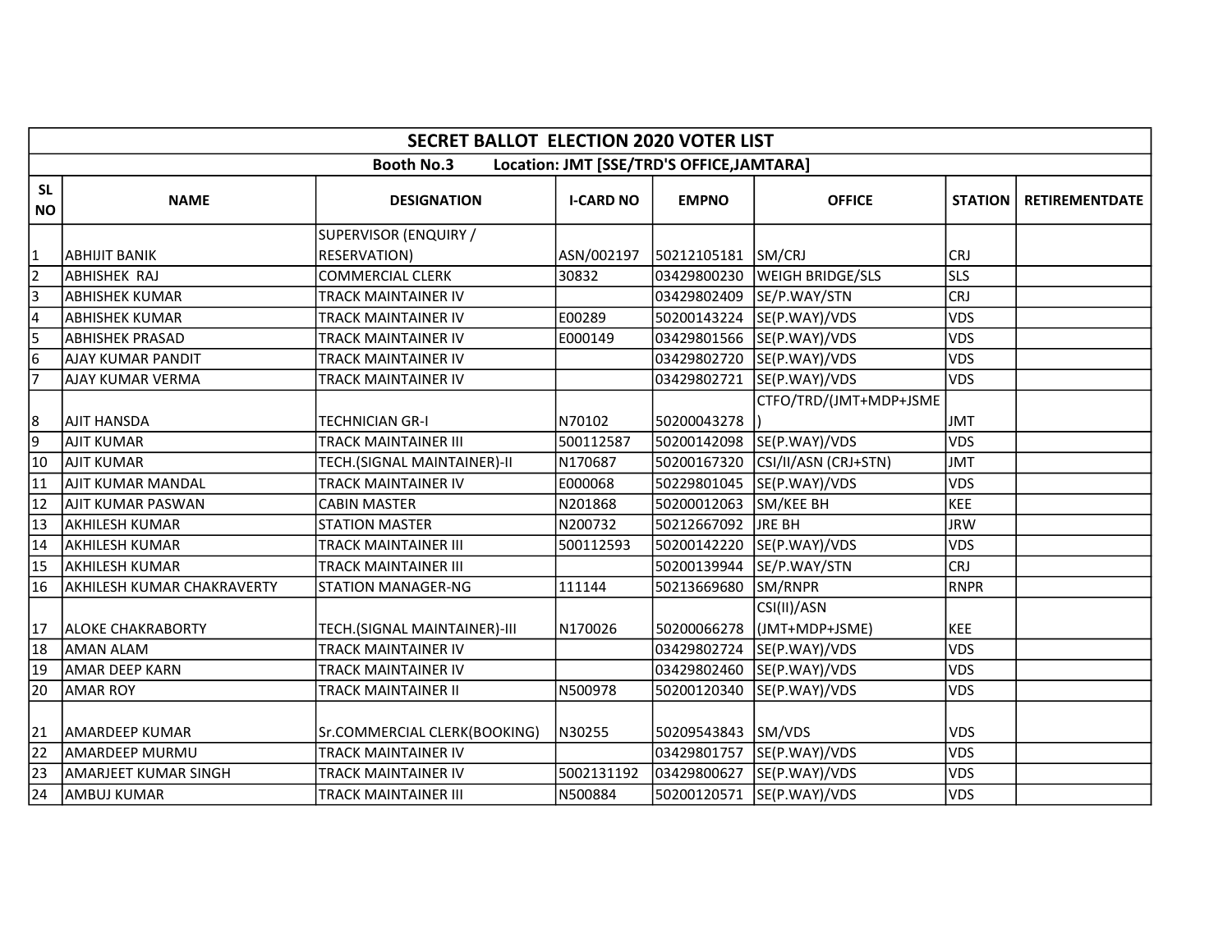| SECRET BALLOT ELECTION 2020 VOTER LIST | | | | | | | |
|---|---|---|---|---|---|---|---|
| Booth No.3 Location: JMT [SSE/TRD'S OFFICE,JAMTARA] | | | | | | | |
| SL NO | NAME | DESIGNATION | I-CARD NO | EMPNO | OFFICE | STATION | RETIREMENTDATE |
| 1 | ABHIJIT BANIK | SUPERVISOR (ENQUIRY / RESERVATION) | ASN/002197 | 50212105181 | SM/CRJ | CRJ | |
| 2 | ABHISHEK RAJ | COMMERCIAL CLERK | 30832 | 03429800230 | WEIGH BRIDGE/SLS | SLS | |
| 3 | ABHISHEK KUMAR | TRACK MAINTAINER IV | | 03429802409 | SE/P.WAY/STN | CRJ | |
| 4 | ABHISHEK KUMAR | TRACK MAINTAINER IV | E00289 | 50200143224 | SE(P.WAY)/VDS | VDS | |
| 5 | ABHISHEK PRASAD | TRACK MAINTAINER IV | E000149 | 03429801566 | SE(P.WAY)/VDS | VDS | |
| 6 | AJAY KUMAR PANDIT | TRACK MAINTAINER IV | | 03429802720 | SE(P.WAY)/VDS | VDS | |
| 7 | AJAY KUMAR VERMA | TRACK MAINTAINER IV | | 03429802721 | SE(P.WAY)/VDS | VDS | |
| 8 | AJIT HANSDA | TECHNICIAN GR-I | N70102 | 50200043278 | CTFO/TRD/(JMT+MDP+JSME) | JMT | |
| 9 | AJIT KUMAR | TRACK MAINTAINER III | 500112587 | 50200142098 | SE(P.WAY)/VDS | VDS | |
| 10 | AJIT KUMAR | TECH.(SIGNAL MAINTAINER)-II | N170687 | 50200167320 | CSI/II/ASN (CRJ+STN) | JMT | |
| 11 | AJIT KUMAR MANDAL | TRACK MAINTAINER IV | E000068 | 50229801045 | SE(P.WAY)/VDS | VDS | |
| 12 | AJIT KUMAR PASWAN | CABIN MASTER | N201868 | 50200012063 | SM/KEE BH | KEE | |
| 13 | AKHILESH KUMAR | STATION MASTER | N200732 | 50212667092 | JRE BH | JRW | |
| 14 | AKHILESH KUMAR | TRACK MAINTAINER III | 500112593 | 50200142220 | SE(P.WAY)/VDS | VDS | |
| 15 | AKHILESH KUMAR | TRACK MAINTAINER III | | 50200139944 | SE/P.WAY/STN | CRJ | |
| 16 | AKHILESH KUMAR CHAKRAVERTY | STATION MANAGER-NG | 111144 | 50213669680 | SM/RNPR | RNPR | |
| 17 | ALOKE CHAKRABORTY | TECH.(SIGNAL MAINTAINER)-III | N170026 | 50200066278 | CSI(II)/ASN (JMT+MDP+JSME) | KEE | |
| 18 | AMAN ALAM | TRACK MAINTAINER IV | | 03429802724 | SE(P.WAY)/VDS | VDS | |
| 19 | AMAR DEEP KARN | TRACK MAINTAINER IV | | 03429802460 | SE(P.WAY)/VDS | VDS | |
| 20 | AMAR ROY | TRACK MAINTAINER II | N500978 | 50200120340 | SE(P.WAY)/VDS | VDS | |
| 21 | AMARDEEP KUMAR | Sr.COMMERCIAL CLERK(BOOKING) | N30255 | 50209543843 | SM/VDS | VDS | |
| 22 | AMARDEEP MURMU | TRACK MAINTAINER IV | | 03429801757 | SE(P.WAY)/VDS | VDS | |
| 23 | AMARJEET KUMAR SINGH | TRACK MAINTAINER IV | 5002131192 | 03429800627 | SE(P.WAY)/VDS | VDS | |
| 24 | AMBUJ KUMAR | TRACK MAINTAINER III | N500884 | 50200120571 | SE(P.WAY)/VDS | VDS | |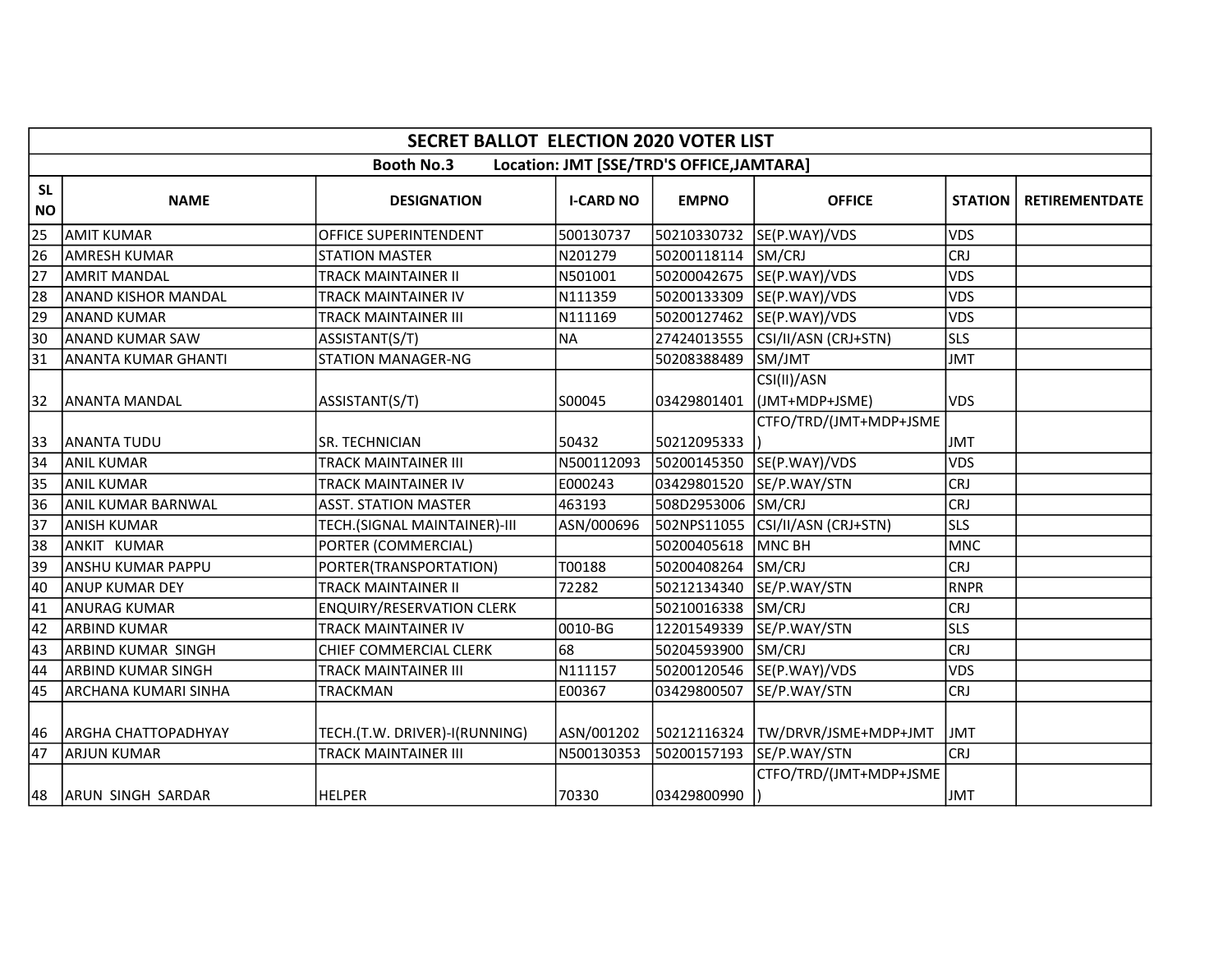| SECRET BALLOT ELECTION 2020 VOTER LIST | | | | | | | |
|---|---|---|---|---|---|---|---|
| Booth No.3 Location: JMT [SSE/TRD'S OFFICE,JAMTARA] | | | | | | | |
| SL NO | NAME | DESIGNATION | I-CARD NO | EMPNO | OFFICE | STATION | RETIREMENTDATE |
| 25 | AMIT KUMAR | OFFICE SUPERINTENDENT | 500130737 | 50210330732 | SE(P.WAY)/VDS | VDS | |
| 26 | AMRESH KUMAR | STATION MASTER | N201279 | 50200118114 | SM/CRJ | CRJ | |
| 27 | AMRIT MANDAL | TRACK MAINTAINER II | N501001 | 50200042675 | SE(P.WAY)/VDS | VDS | |
| 28 | ANAND KISHOR MANDAL | TRACK MAINTAINER IV | N111359 | 50200133309 | SE(P.WAY)/VDS | VDS | |
| 29 | ANAND KUMAR | TRACK MAINTAINER III | N111169 | 50200127462 | SE(P.WAY)/VDS | VDS | |
| 30 | ANAND KUMAR SAW | ASSISTANT(S/T) | NA | 27424013555 | CSI/II/ASN (CRJ+STN) | SLS | |
| 31 | ANANTA KUMAR GHANTI | STATION MANAGER-NG | | 50208388489 | SM/JMT | JMT | |
| 32 | ANANTA MANDAL | ASSISTANT(S/T) | S00045 | 03429801401 | CSI(II)/ASN (JMT+MDP+JSME) | VDS | |
| 33 | ANANTA TUDU | SR. TECHNICIAN | 50432 | 50212095333 | CTFO/TRD/(JMT+MDP+JSME) | JMT | |
| 34 | ANIL KUMAR | TRACK MAINTAINER III | N500112093 | 50200145350 | SE(P.WAY)/VDS | VDS | |
| 35 | ANIL KUMAR | TRACK MAINTAINER IV | E000243 | 03429801520 | SE/P.WAY/STN | CRJ | |
| 36 | ANIL KUMAR BARNWAL | ASST. STATION MASTER | 463193 | 508D2953006 | SM/CRJ | CRJ | |
| 37 | ANISH KUMAR | TECH.(SIGNAL MAINTAINER)-III | ASN/000696 | 502NPS11055 | CSI/II/ASN (CRJ+STN) | SLS | |
| 38 | ANKIT KUMAR | PORTER (COMMERCIAL) | | 50200405618 | MNC BH | MNC | |
| 39 | ANSHU KUMAR PAPPU | PORTER(TRANSPORTATION) | T00188 | 50200408264 | SM/CRJ | CRJ | |
| 40 | ANUP KUMAR DEY | TRACK MAINTAINER II | 72282 | 50212134340 | SE/P.WAY/STN | RNPR | |
| 41 | ANURAG KUMAR | ENQUIRY/RESERVATION CLERK | | 50210016338 | SM/CRJ | CRJ | |
| 42 | ARBIND KUMAR | TRACK MAINTAINER IV | 0010-BG | 12201549339 | SE/P.WAY/STN | SLS | |
| 43 | ARBIND KUMAR SINGH | CHIEF COMMERCIAL CLERK | 68 | 50204593900 | SM/CRJ | CRJ | |
| 44 | ARBIND KUMAR SINGH | TRACK MAINTAINER III | N111157 | 50200120546 | SE(P.WAY)/VDS | VDS | |
| 45 | ARCHANA KUMARI SINHA | TRACKMAN | E00367 | 03429800507 | SE/P.WAY/STN | CRJ | |
| 46 | ARGHA CHATTOPADHYAY | TECH.(T.W. DRIVER)-I(RUNNING) | ASN/001202 | 50212116324 | TW/DRVR/JSME+MDP+JMT | JMT | |
| 47 | ARJUN KUMAR | TRACK MAINTAINER III | N500130353 | 50200157193 | SE/P.WAY/STN | CRJ | |
| 48 | ARUN SINGH SARDAR | HELPER | 70330 | 03429800990 | CTFO/TRD/(JMT+MDP+JSME) | JMT | |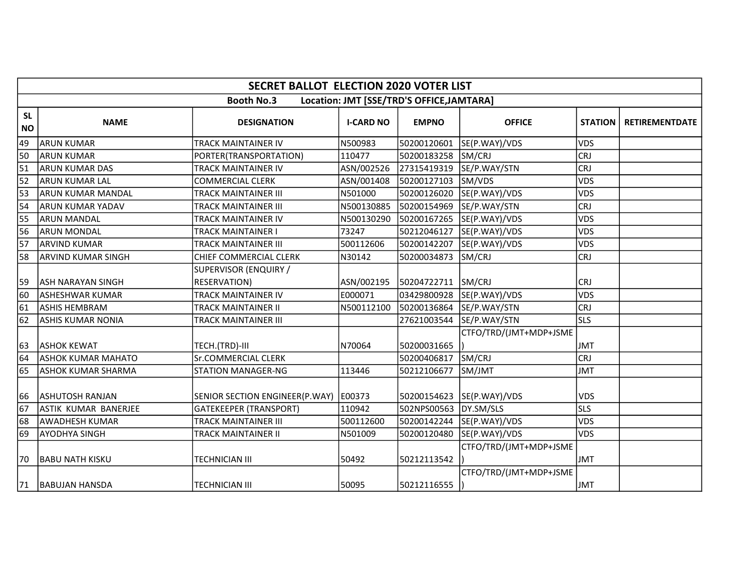| SECRET BALLOT ELECTION 2020 VOTER LIST | | | | | | | |
|---|---|---|---|---|---|---|---|
| Booth No.3 Location: JMT [SSE/TRD'S OFFICE,JAMTARA] | | | | | | | |
| SL NO | NAME | DESIGNATION | I-CARD NO | EMPNO | OFFICE | STATION | RETIREMENTDATE |
| 49 | ARUN KUMAR | TRACK MAINTAINER IV | N500983 | 50200120601 | SE(P.WAY)/VDS | VDS | |
| 50 | ARUN KUMAR | PORTER(TRANSPORTATION) | 110477 | 50200183258 | SM/CRJ | CRJ | |
| 51 | ARUN KUMAR DAS | TRACK MAINTAINER IV | ASN/002526 | 27315419319 | SE/P.WAY/STN | CRJ | |
| 52 | ARUN KUMAR LAL | COMMERCIAL CLERK | ASN/001408 | 50200127103 | SM/VDS | VDS | |
| 53 | ARUN KUMAR MANDAL | TRACK MAINTAINER III | N501000 | 50200126020 | SE(P.WAY)/VDS | VDS | |
| 54 | ARUN KUMAR YADAV | TRACK MAINTAINER III | N500130885 | 50200154969 | SE/P.WAY/STN | CRJ | |
| 55 | ARUN MANDAL | TRACK MAINTAINER IV | N500130290 | 50200167265 | SE(P.WAY)/VDS | VDS | |
| 56 | ARUN MONDAL | TRACK MAINTAINER I | 73247 | 50212046127 | SE(P.WAY)/VDS | VDS | |
| 57 | ARVIND KUMAR | TRACK MAINTAINER III | 500112606 | 50200142207 | SE(P.WAY)/VDS | VDS | |
| 58 | ARVIND KUMAR SINGH | CHIEF COMMERCIAL CLERK | N30142 | 50200034873 | SM/CRJ | CRJ | |
| 59 | ASH NARAYAN SINGH | SUPERVISOR (ENQUIRY / RESERVATION) | ASN/002195 | 50204722711 | SM/CRJ | CRJ | |
| 60 | ASHESHWAR KUMAR | TRACK MAINTAINER IV | E000071 | 03429800928 | SE(P.WAY)/VDS | VDS | |
| 61 | ASHIS HEMBRAM | TRACK MAINTAINER II | N500112100 | 50200136864 | SE/P.WAY/STN | CRJ | |
| 62 | ASHIS KUMAR NONIA | TRACK MAINTAINER III | | 27621003544 | SE/P.WAY/STN | SLS | |
| 63 | ASHOK KEWAT | TECH.(TRD)-III | N70064 | 50200031665 | CTFO/TRD/(JMT+MDP+JSME) | JMT | |
| 64 | ASHOK KUMAR MAHATO | Sr.COMMERCIAL CLERK | | 50200406817 | SM/CRJ | CRJ | |
| 65 | ASHOK KUMAR SHARMA | STATION MANAGER-NG | 113446 | 50212106677 | SM/JMT | JMT | |
| 66 | ASHUTOSH RANJAN | SENIOR SECTION ENGINEER(P.WAY) | E00373 | 50200154623 | SE(P.WAY)/VDS | VDS | |
| 67 | ASTIK KUMAR BANERJEE | GATEKEEPER (TRANSPORT) | 110942 | 502NPS00563 | DY.SM/SLS | SLS | |
| 68 | AWADHESH KUMAR | TRACK MAINTAINER III | 500112600 | 50200142244 | SE(P.WAY)/VDS | VDS | |
| 69 | AYODHYA SINGH | TRACK MAINTAINER II | N501009 | 50200120480 | SE(P.WAY)/VDS | VDS | |
| 70 | BABU NATH KISKU | TECHNICIAN III | 50492 | 50212113542 | CTFO/TRD/(JMT+MDP+JSME) | JMT | |
| 71 | BABUJAN HANSDA | TECHNICIAN III | 50095 | 50212116555 | CTFO/TRD/(JMT+MDP+JSME) | JMT | |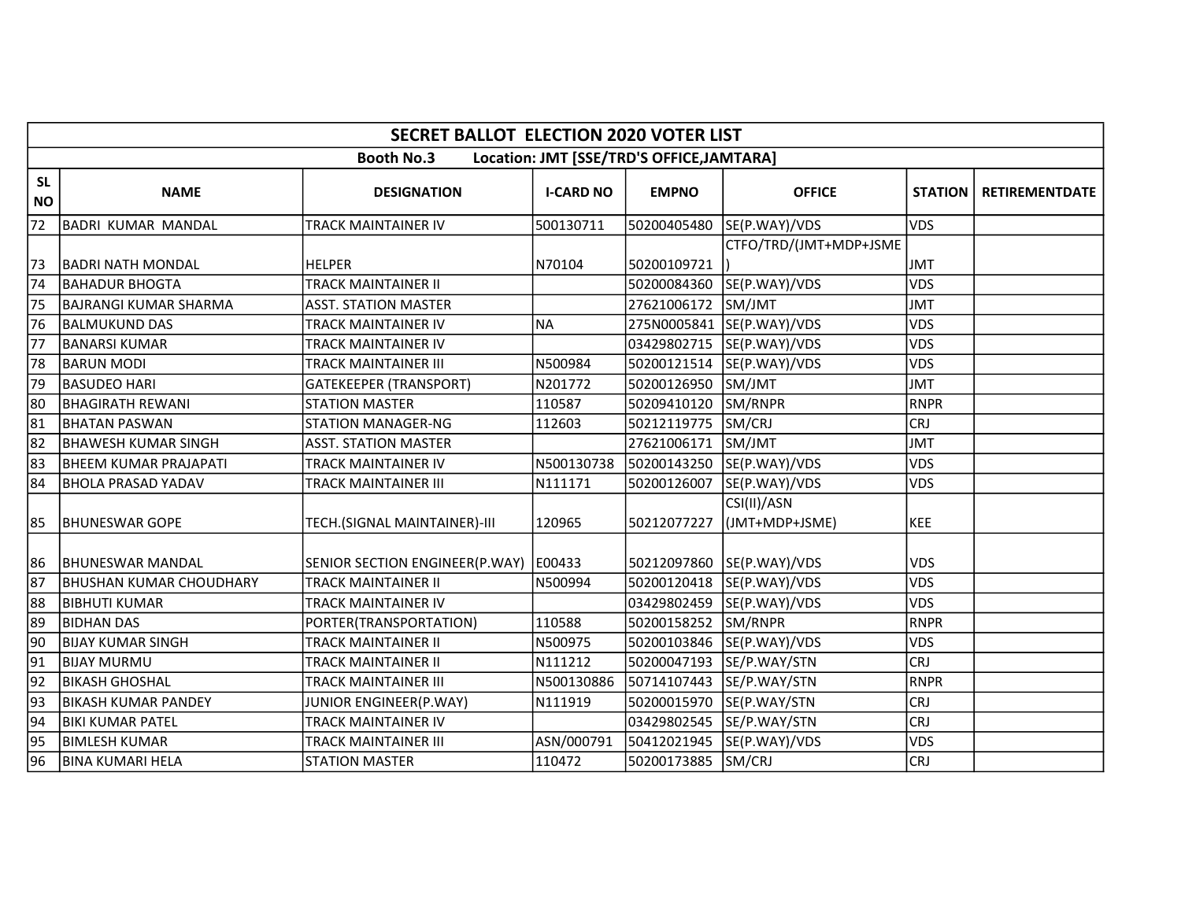| SECRET BALLOT ELECTION 2020 VOTER LIST | | | | | | | |
|---|---|---|---|---|---|---|---|
| Booth No.3 Location: JMT [SSE/TRD'S OFFICE,JAMTARA] | | | | | | | |
| SL NO | NAME | DESIGNATION | I-CARD NO | EMPNO | OFFICE | STATION | RETIREMENTDATE |
| 72 | BADRI KUMAR MANDAL | TRACK MAINTAINER IV | 500130711 | 50200405480 | SE(P.WAY)/VDS | VDS | |
| 73 | BADRI NATH MONDAL | HELPER | N70104 | 50200109721 | CTFO/TRD/(JMT+MDP+JSME) | JMT | |
| 74 | BAHADUR BHOGTA | TRACK MAINTAINER II | | 50200084360 | SE(P.WAY)/VDS | VDS | |
| 75 | BAJRANGI KUMAR SHARMA | ASST. STATION MASTER | | 27621006172 | SM/JMT | JMT | |
| 76 | BALMUKUND DAS | TRACK MAINTAINER IV | NA | 275N0005841 | SE(P.WAY)/VDS | VDS | |
| 77 | BANARSI KUMAR | TRACK MAINTAINER IV | | 03429802715 | SE(P.WAY)/VDS | VDS | |
| 78 | BARUN MODI | TRACK MAINTAINER III | N500984 | 50200121514 | SE(P.WAY)/VDS | VDS | |
| 79 | BASUDEO HARI | GATEKEEPER (TRANSPORT) | N201772 | 50200126950 | SM/JMT | JMT | |
| 80 | BHAGIRATH REWANI | STATION MASTER | 110587 | 50209410120 | SM/RNPR | RNPR | |
| 81 | BHATAN PASWAN | STATION MANAGER-NG | 112603 | 50212119775 | SM/CRJ | CRJ | |
| 82 | BHAWESH KUMAR SINGH | ASST. STATION MASTER | | 27621006171 | SM/JMT | JMT | |
| 83 | BHEEM KUMAR PRAJAPATI | TRACK MAINTAINER IV | N500130738 | 50200143250 | SE(P.WAY)/VDS | VDS | |
| 84 | BHOLA PRASAD YADAV | TRACK MAINTAINER III | N111171 | 50200126007 | SE(P.WAY)/VDS | VDS | |
| 85 | BHUNESWAR GOPE | TECH.(SIGNAL MAINTAINER)-III | 120965 | 50212077227 | CSI(II)/ASN (JMT+MDP+JSME) | KEE | |
| 86 | BHUNESWAR MANDAL | SENIOR SECTION ENGINEER(P.WAY) | E00433 | 50212097860 | SE(P.WAY)/VDS | VDS | |
| 87 | BHUSHAN KUMAR CHOUDHARY | TRACK MAINTAINER II | N500994 | 50200120418 | SE(P.WAY)/VDS | VDS | |
| 88 | BIBHUTI KUMAR | TRACK MAINTAINER IV | | 03429802459 | SE(P.WAY)/VDS | VDS | |
| 89 | BIDHAN DAS | PORTER(TRANSPORTATION) | 110588 | 50200158252 | SM/RNPR | RNPR | |
| 90 | BIJAY KUMAR SINGH | TRACK MAINTAINER II | N500975 | 50200103846 | SE(P.WAY)/VDS | VDS | |
| 91 | BIJAY MURMU | TRACK MAINTAINER II | N111212 | 50200047193 | SE/P.WAY/STN | CRJ | |
| 92 | BIKASH GHOSHAL | TRACK MAINTAINER III | N500130886 | 50714107443 | SE/P.WAY/STN | RNPR | |
| 93 | BIKASH KUMAR PANDEY | JUNIOR ENGINEER(P.WAY) | N111919 | 50200015970 | SE(P.WAY/STN | CRJ | |
| 94 | BIKI KUMAR PATEL | TRACK MAINTAINER IV | | 03429802545 | SE/P.WAY/STN | CRJ | |
| 95 | BIMLESH KUMAR | TRACK MAINTAINER III | ASN/000791 | 50412021945 | SE(P.WAY)/VDS | VDS | |
| 96 | BINA KUMARI HELA | STATION MASTER | 110472 | 50200173885 | SM/CRJ | CRJ | |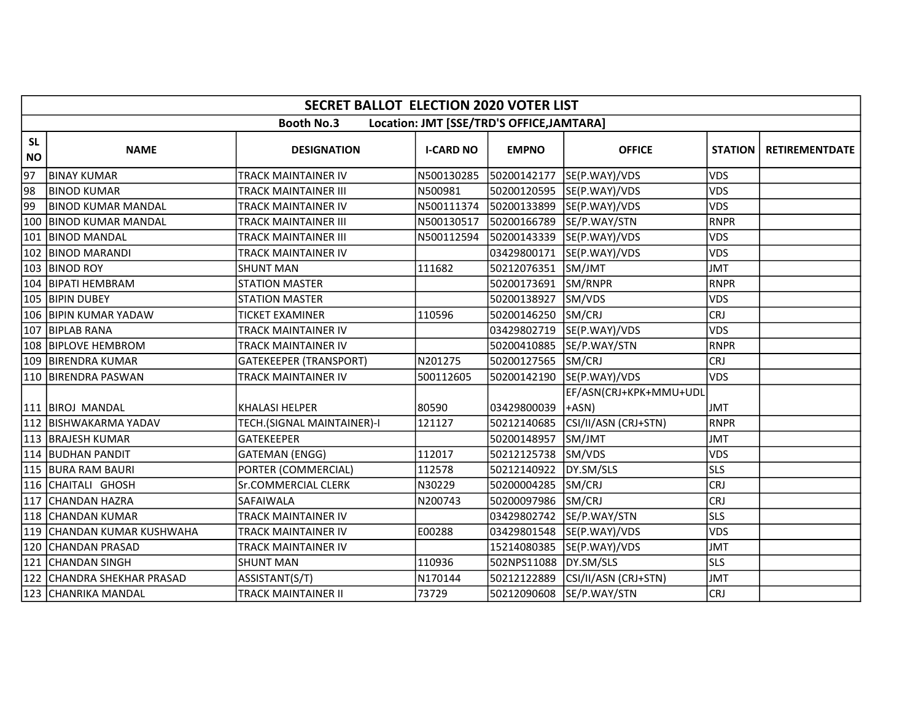| SECRET BALLOT ELECTION 2020 VOTER LIST | | | | | | | |
|---|---|---|---|---|---|---|---|
| Booth No.3 Location: JMT [SSE/TRD'S OFFICE,JAMTARA] | | | | | | | |
| SL NO | NAME | DESIGNATION | I-CARD NO | EMPNO | OFFICE | STATION | RETIREMENTDATE |
| 97 | BINAY KUMAR | TRACK MAINTAINER IV | N500130285 | 50200142177 | SE(P.WAY)/VDS | VDS | |
| 98 | BINOD KUMAR | TRACK MAINTAINER III | N500981 | 50200120595 | SE(P.WAY)/VDS | VDS | |
| 99 | BINOD KUMAR MANDAL | TRACK MAINTAINER IV | N500111374 | 50200133899 | SE(P.WAY)/VDS | VDS | |
| 100 | BINOD KUMAR MANDAL | TRACK MAINTAINER III | N500130517 | 50200166789 | SE/P.WAY/STN | RNPR | |
| 101 | BINOD MANDAL | TRACK MAINTAINER III | N500112594 | 50200143339 | SE(P.WAY)/VDS | VDS | |
| 102 | BINOD MARANDI | TRACK MAINTAINER IV | | 03429800171 | SE(P.WAY)/VDS | VDS | |
| 103 | BINOD ROY | SHUNT MAN | 111682 | 50212076351 | SM/JMT | JMT | |
| 104 | BIPATI HEMBRAM | STATION MASTER | | 50200173691 | SM/RNPR | RNPR | |
| 105 | BIPIN DUBEY | STATION MASTER | | 50200138927 | SM/VDS | VDS | |
| 106 | BIPIN KUMAR YADAW | TICKET EXAMINER | 110596 | 50200146250 | SM/CRJ | CRJ | |
| 107 | BIPLAB RANA | TRACK MAINTAINER IV | | 03429802719 | SE(P.WAY)/VDS | VDS | |
| 108 | BIPLOVE HEMBROM | TRACK MAINTAINER IV | | 50200410885 | SE/P.WAY/STN | RNPR | |
| 109 | BIRENDRA KUMAR | GATEKEEPER (TRANSPORT) | N201275 | 50200127565 | SM/CRJ | CRJ | |
| 110 | BIRENDRA PASWAN | TRACK MAINTAINER IV | 500112605 | 50200142190 | SE(P.WAY)/VDS | VDS | |
| 111 | BIROJ MANDAL | KHALASI HELPER | 80590 | 03429800039 | EF/ASN(CRJ+KPK+MMU+UDL+ASN) | JMT | |
| 112 | BISHWAKARMA YADAV | TECH.(SIGNAL MAINTAINER)-I | 121127 | 50212140685 | CSI/II/ASN (CRJ+STN) | RNPR | |
| 113 | BRAJESH KUMAR | GATEKEEPER | | 50200148957 | SM/JMT | JMT | |
| 114 | BUDHAN PANDIT | GATEMAN (ENGG) | 112017 | 50212125738 | SM/VDS | VDS | |
| 115 | BURA RAM BAURI | PORTER (COMMERCIAL) | 112578 | 50212140922 | DY.SM/SLS | SLS | |
| 116 | CHAITALI GHOSH | Sr.COMMERCIAL CLERK | N30229 | 50200004285 | SM/CRJ | CRJ | |
| 117 | CHANDAN HAZRA | SAFAIWALA | N200743 | 50200097986 | SM/CRJ | CRJ | |
| 118 | CHANDAN KUMAR | TRACK MAINTAINER IV | | 03429802742 | SE/P.WAY/STN | SLS | |
| 119 | CHANDAN KUMAR KUSHWAHA | TRACK MAINTAINER IV | E00288 | 03429801548 | SE(P.WAY)/VDS | VDS | |
| 120 | CHANDAN PRASAD | TRACK MAINTAINER IV | | 15214080385 | SE(P.WAY)/VDS | JMT | |
| 121 | CHANDAN SINGH | SHUNT MAN | 110936 | 502NPS11088 | DY.SM/SLS | SLS | |
| 122 | CHANDRA SHEKHAR PRASAD | ASSISTANT(S/T) | N170144 | 50212122889 | CSI/II/ASN (CRJ+STN) | JMT | |
| 123 | CHANRIKA MANDAL | TRACK MAINTAINER II | 73729 | 50212090608 | SE/P.WAY/STN | CRJ | |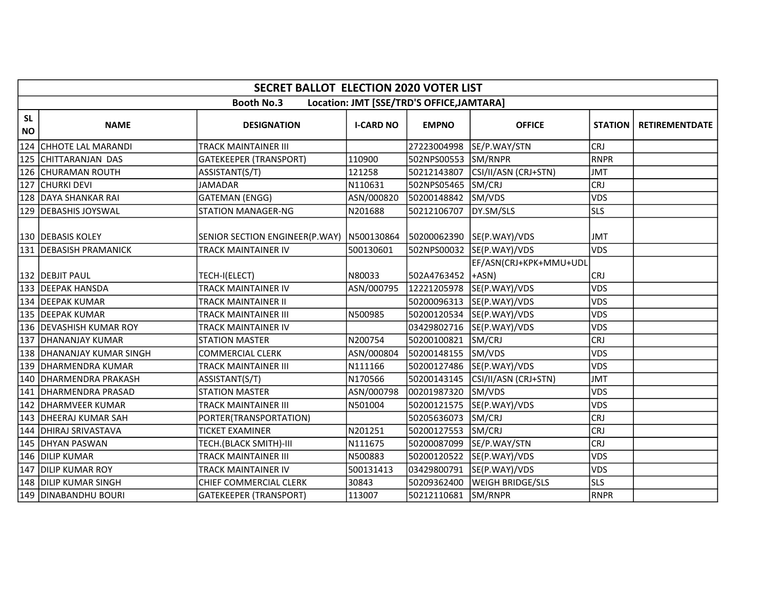| SECRET BALLOT ELECTION 2020 VOTER LIST | | | | | | | |
|---|---|---|---|---|---|---|---|
| Booth No.3 Location: JMT [SSE/TRD'S OFFICE,JAMTARA] | | | | | | | |
| SL NO | NAME | DESIGNATION | I-CARD NO | EMPNO | OFFICE | STATION | RETIREMENTDATE |
| 124 | CHHOTE LAL MARANDI | TRACK MAINTAINER III | | 27223004998 | SE/P.WAY/STN | CRJ | |
| 125 | CHITTARANJAN DAS | GATEKEEPER (TRANSPORT) | 110900 | 502NPS00553 | SM/RNPR | RNPR | |
| 126 | CHURAMAN ROUTH | ASSISTANT(S/T) | 121258 | 50212143807 | CSI/II/ASN (CRJ+STN) | JMT | |
| 127 | CHURKI DEVI | JAMADAR | N110631 | 502NPS05465 | SM/CRJ | CRJ | |
| 128 | DAYA SHANKAR RAI | GATEMAN (ENGG) | ASN/000820 | 50200148842 | SM/VDS | VDS | |
| 129 | DEBASHIS JOYSWAL | STATION MANAGER-NG | N201688 | 50212106707 | DY.SM/SLS | SLS | |
| 130 | DEBASIS KOLEY | SENIOR SECTION ENGINEER(P.WAY) | N500130864 | 50200062390 | SE(P.WAY)/VDS | JMT | |
| 131 | DEBASISH PRAMANICK | TRACK MAINTAINER IV | 500130601 | 502NPS00032 | SE(P.WAY)/VDS | VDS | |
| 132 | DEBJIT PAUL | TECH-I(ELECT) | N80033 | 502A4763452 | EF/ASN(CRJ+KPK+MMU+UDL +ASN) | CRJ | |
| 133 | DEEPAK HANSDA | TRACK MAINTAINER IV | ASN/000795 | 12221205978 | SE(P.WAY)/VDS | VDS | |
| 134 | DEEPAK KUMAR | TRACK MAINTAINER II | | 50200096313 | SE(P.WAY)/VDS | VDS | |
| 135 | DEEPAK KUMAR | TRACK MAINTAINER III | N500985 | 50200120534 | SE(P.WAY)/VDS | VDS | |
| 136 | DEVASHISH KUMAR ROY | TRACK MAINTAINER IV | | 03429802716 | SE(P.WAY)/VDS | VDS | |
| 137 | DHANANJAY KUMAR | STATION MASTER | N200754 | 50200100821 | SM/CRJ | CRJ | |
| 138 | DHANANJAY KUMAR SINGH | COMMERCIAL CLERK | ASN/000804 | 50200148155 | SM/VDS | VDS | |
| 139 | DHARMENDRA KUMAR | TRACK MAINTAINER III | N111166 | 50200127486 | SE(P.WAY)/VDS | VDS | |
| 140 | DHARMENDRA PRAKASH | ASSISTANT(S/T) | N170566 | 50200143145 | CSI/II/ASN (CRJ+STN) | JMT | |
| 141 | DHARMENDRA PRASAD | STATION MASTER | ASN/000798 | 00201987320 | SM/VDS | VDS | |
| 142 | DHARMVEER KUMAR | TRACK MAINTAINER III | N501004 | 50200121575 | SE(P.WAY)/VDS | VDS | |
| 143 | DHEERAJ KUMAR SAH | PORTER(TRANSPORTATION) | | 50205636073 | SM/CRJ | CRJ | |
| 144 | DHIRAJ SRIVASTAVA | TICKET EXAMINER | N201251 | 50200127553 | SM/CRJ | CRJ | |
| 145 | DHYAN PASWAN | TECH.(BLACK SMITH)-III | N111675 | 50200087099 | SE/P.WAY/STN | CRJ | |
| 146 | DILIP KUMAR | TRACK MAINTAINER III | N500883 | 50200120522 | SE(P.WAY)/VDS | VDS | |
| 147 | DILIP KUMAR ROY | TRACK MAINTAINER IV | 500131413 | 03429800791 | SE(P.WAY)/VDS | VDS | |
| 148 | DILIP KUMAR SINGH | CHIEF COMMERCIAL CLERK | 30843 | 50209362400 | WEIGH BRIDGE/SLS | SLS | |
| 149 | DINABANDHU BOURI | GATEKEEPER (TRANSPORT) | 113007 | 50212110681 | SM/RNPR | RNPR | |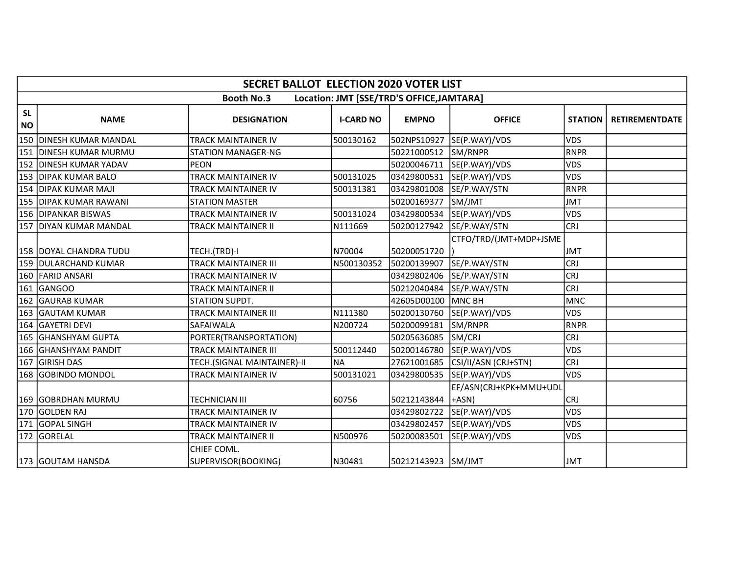| SECRET BALLOT ELECTION 2020 VOTER LIST | | | | | | | |
|---|---|---|---|---|---|---|---|
| Booth No.3 Location: JMT [SSE/TRD'S OFFICE,JAMTARA] | | | | | | | |
| SL NO | NAME | DESIGNATION | I-CARD NO | EMPNO | OFFICE | STATION | RETIREMENTDATE |
| 150 | DINESH KUMAR MANDAL | TRACK MAINTAINER IV | 500130162 | 502NPS10927 | SE(P.WAY)/VDS | VDS | |
| 151 | DINESH KUMAR MURMU | STATION MANAGER-NG | | 50221000512 | SM/RNPR | RNPR | |
| 152 | DINESH KUMAR YADAV | PEON | | 50200046711 | SE(P.WAY)/VDS | VDS | |
| 153 | DIPAK KUMAR BALO | TRACK MAINTAINER IV | 500131025 | 03429800531 | SE(P.WAY)/VDS | VDS | |
| 154 | DIPAK KUMAR MAJI | TRACK MAINTAINER IV | 500131381 | 03429801008 | SE/P.WAY/STN | RNPR | |
| 155 | DIPAK KUMAR RAWANI | STATION MASTER | | 50200169377 | SM/JMT | JMT | |
| 156 | DIPANKAR BISWAS | TRACK MAINTAINER IV | 500131024 | 03429800534 | SE(P.WAY)/VDS | VDS | |
| 157 | DIYAN KUMAR MANDAL | TRACK MAINTAINER II | N111669 | 50200127942 | SE/P.WAY/STN | CRJ | |
| 158 | DOYAL CHANDRA TUDU | TECH.(TRD)-I | N70004 | 50200051720 | CTFO/TRD/(JMT+MDP+JSME) | JMT | |
| 159 | DULARCHAND KUMAR | TRACK MAINTAINER III | N500130352 | 50200139907 | SE/P.WAY/STN | CRJ | |
| 160 | FARID ANSARI | TRACK MAINTAINER IV | | 03429802406 | SE/P.WAY/STN | CRJ | |
| 161 | GANGOO | TRACK MAINTAINER II | | 50212040484 | SE/P.WAY/STN | CRJ | |
| 162 | GAURAB KUMAR | STATION SUPDT. | | 42605D00100 | MNC BH | MNC | |
| 163 | GAUTAM KUMAR | TRACK MAINTAINER III | N111380 | 50200130760 | SE(P.WAY)/VDS | VDS | |
| 164 | GAYETRI DEVI | SAFAIWALA | N200724 | 50200099181 | SM/RNPR | RNPR | |
| 165 | GHANSHYAM GUPTA | PORTER(TRANSPORTATION) | | 50205636085 | SM/CRJ | CRJ | |
| 166 | GHANSHYAM PANDIT | TRACK MAINTAINER III | 500112440 | 50200146780 | SE(P.WAY)/VDS | VDS | |
| 167 | GIRISH DAS | TECH.(SIGNAL MAINTAINER)-II | NA | 27621001685 | CSI/II/ASN (CRJ+STN) | CRJ | |
| 168 | GOBINDO MONDOL | TRACK MAINTAINER IV | 500131021 | 03429800535 | SE(P.WAY)/VDS | VDS | |
| 169 | GOBRDHAN MURMU | TECHNICIAN III | 60756 | 50212143844 | EF/ASN(CRJ+KPK+MMU+UDL+ASN) | CRJ | |
| 170 | GOLDEN RAJ | TRACK MAINTAINER IV | | 03429802722 | SE(P.WAY)/VDS | VDS | |
| 171 | GOPAL SINGH | TRACK MAINTAINER IV | | 03429802457 | SE(P.WAY)/VDS | VDS | |
| 172 | GORELAL | TRACK MAINTAINER II | N500976 | 50200083501 | SE(P.WAY)/VDS | VDS | |
| 173 | GOUTAM HANSDA | CHIEF COML. SUPERVISOR(BOOKING) | N30481 | 50212143923 | SM/JMT | JMT | |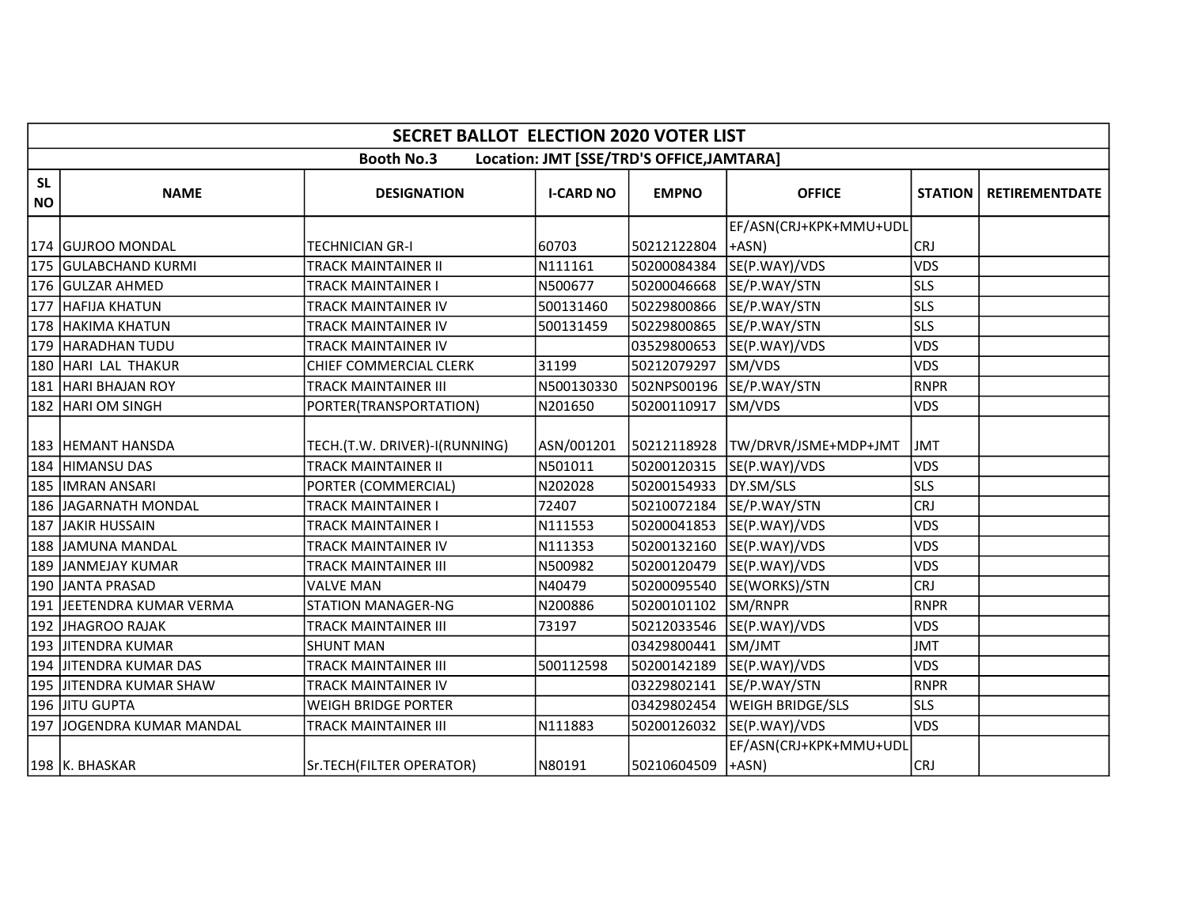| SECRET BALLOT ELECTION 2020 VOTER LIST | | | | | | | |
|---|---|---|---|---|---|---|---|
| Booth No.3 Location: JMT [SSE/TRD'S OFFICE,JAMTARA] | | | | | | | |
| SL NO | NAME | DESIGNATION | I-CARD NO | EMPNO | OFFICE | STATION | RETIREMENTDATE |
| 174 | GUJROO MONDAL | TECHNICIAN GR-I | 60703 | 50212122804 | EF/ASN(CRJ+KPK+MMU+UDL +ASN) | CRJ | |
| 175 | GULABCHAND KURMI | TRACK MAINTAINER II | N111161 | 50200084384 | SE(P.WAY)/VDS | VDS | |
| 176 | GULZAR AHMED | TRACK MAINTAINER I | N500677 | 50200046668 | SE/P.WAY/STN | SLS | |
| 177 | HAFIJA KHATUN | TRACK MAINTAINER IV | 500131460 | 50229800866 | SE/P.WAY/STN | SLS | |
| 178 | HAKIMA KHATUN | TRACK MAINTAINER IV | 500131459 | 50229800865 | SE/P.WAY/STN | SLS | |
| 179 | HARADHAN TUDU | TRACK MAINTAINER IV | | 03529800653 | SE(P.WAY)/VDS | VDS | |
| 180 | HARI LAL THAKUR | CHIEF COMMERCIAL CLERK | 31199 | 50212079297 | SM/VDS | VDS | |
| 181 | HARI BHAJAN ROY | TRACK MAINTAINER III | N500130330 | 502NPS00196 | SE/P.WAY/STN | RNPR | |
| 182 | HARI OM SINGH | PORTER(TRANSPORTATION) | N201650 | 50200110917 | SM/VDS | VDS | |
| 183 | HEMANT HANSDA | TECH.(T.W. DRIVER)-I(RUNNING) | ASN/001201 | 50212118928 | TW/DRVR/JSME+MDP+JMT | JMT | |
| 184 | HIMANSU DAS | TRACK MAINTAINER II | N501011 | 50200120315 | SE(P.WAY)/VDS | VDS | |
| 185 | IMRAN ANSARI | PORTER (COMMERCIAL) | N202028 | 50200154933 | DY.SM/SLS | SLS | |
| 186 | JAGARNATH MONDAL | TRACK MAINTAINER I | 72407 | 50210072184 | SE/P.WAY/STN | CRJ | |
| 187 | JAKIR HUSSAIN | TRACK MAINTAINER I | N111553 | 50200041853 | SE(P.WAY)/VDS | VDS | |
| 188 | JAMUNA MANDAL | TRACK MAINTAINER IV | N111353 | 50200132160 | SE(P.WAY)/VDS | VDS | |
| 189 | JANMEJAY KUMAR | TRACK MAINTAINER III | N500982 | 50200120479 | SE(P.WAY)/VDS | VDS | |
| 190 | JANTA PRASAD | VALVE MAN | N40479 | 50200095540 | SE(WORKS)/STN | CRJ | |
| 191 | JEETENDRA KUMAR VERMA | STATION MANAGER-NG | N200886 | 50200101102 | SM/RNPR | RNPR | |
| 192 | JHAGROO RAJAK | TRACK MAINTAINER III | 73197 | 50212033546 | SE(P.WAY)/VDS | VDS | |
| 193 | JITENDRA KUMAR | SHUNT MAN | | 03429800441 | SM/JMT | JMT | |
| 194 | JITENDRA KUMAR DAS | TRACK MAINTAINER III | 500112598 | 50200142189 | SE(P.WAY)/VDS | VDS | |
| 195 | JITENDRA KUMAR SHAW | TRACK MAINTAINER IV | | 03229802141 | SE/P.WAY/STN | RNPR | |
| 196 | JITU GUPTA | WEIGH BRIDGE PORTER | | 03429802454 | WEIGH BRIDGE/SLS | SLS | |
| 197 | JOGENDRA KUMAR MANDAL | TRACK MAINTAINER III | N111883 | 50200126032 | SE(P.WAY)/VDS | VDS | |
| 198 | K. BHASKAR | Sr.TECH(FILTER OPERATOR) | N80191 | 50210604509 | EF/ASN(CRJ+KPK+MMU+UDL +ASN) | CRJ | |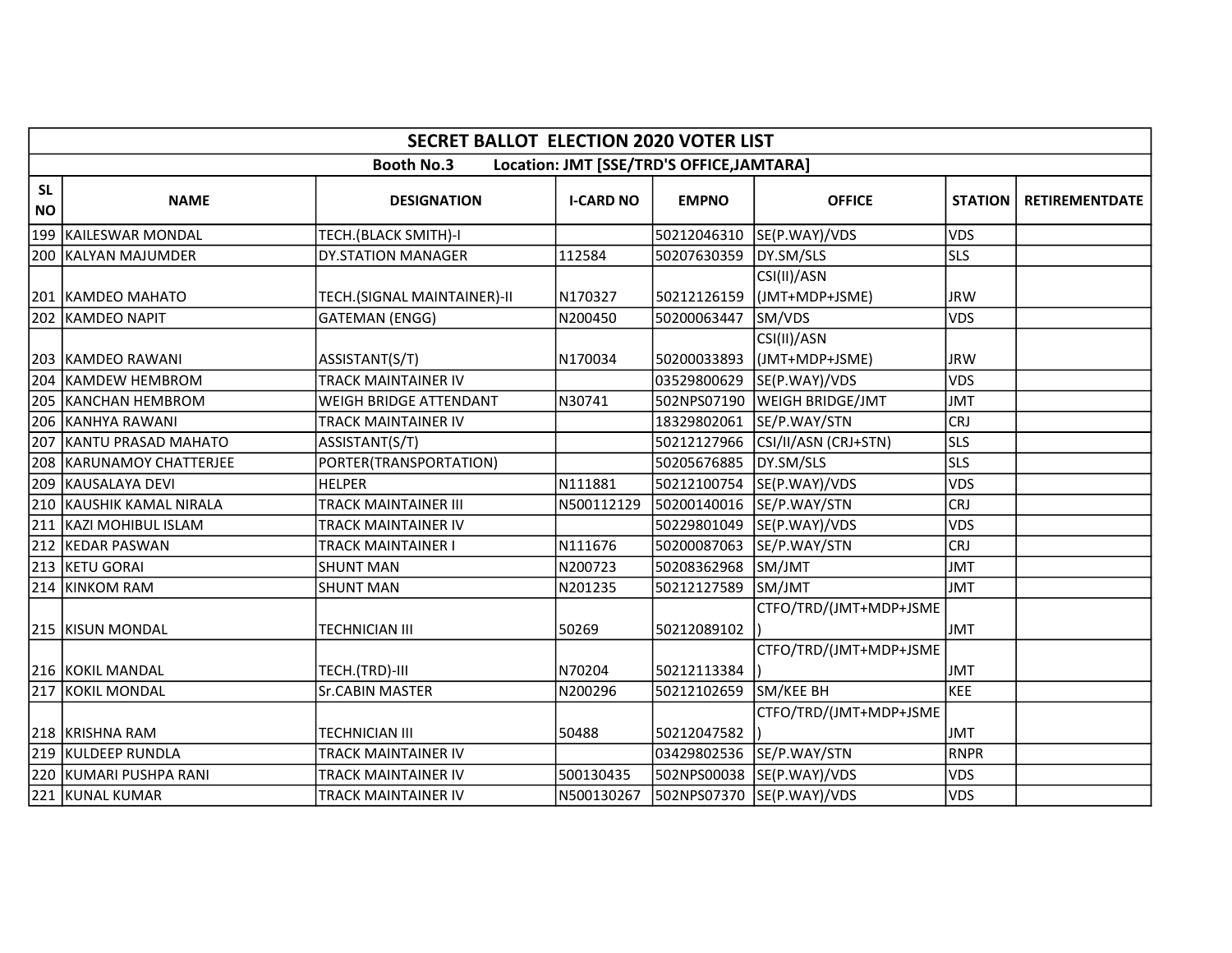| SECRET BALLOT ELECTION 2020 VOTER LIST | | | | | | | |
|---|---|---|---|---|---|---|---|
| Booth No.3 Location: JMT [SSE/TRD'S OFFICE,JAMTARA] | | | | | | | |
| SL NO | NAME | DESIGNATION | I-CARD NO | EMPNO | OFFICE | STATION | RETIREMENTDATE |
| 199 | KAILESWAR MONDAL | TECH.(BLACK SMITH)-I | | 50212046310 | SE(P.WAY)/VDS | VDS | |
| 200 | KALYAN MAJUMDER | DY.STATION MANAGER | 112584 | 50207630359 | DY.SM/SLS | SLS | |
| 201 | KAMDEO MAHATO | TECH.(SIGNAL MAINTAINER)-II | N170327 | 50212126159 | CSI(II)/ASN (JMT+MDP+JSME) | JRW | |
| 202 | KAMDEO NAPIT | GATEMAN (ENGG) | N200450 | 50200063447 | SM/VDS | VDS | |
| 203 | KAMDEO RAWANI | ASSISTANT(S/T) | N170034 | 50200033893 | CSI(II)/ASN (JMT+MDP+JSME) | JRW | |
| 204 | KAMDEW HEMBROM | TRACK MAINTAINER IV | | 03529800629 | SE(P.WAY)/VDS | VDS | |
| 205 | KANCHAN HEMBROM | WEIGH BRIDGE ATTENDANT | N30741 | 502NPS07190 | WEIGH BRIDGE/JMT | JMT | |
| 206 | KANHYA RAWANI | TRACK MAINTAINER IV | | 18329802061 | SE/P.WAY/STN | CRJ | |
| 207 | KANTU PRASAD MAHATO | ASSISTANT(S/T) | | 50212127966 | CSI/II/ASN (CRJ+STN) | SLS | |
| 208 | KARUNAMOY CHATTERJEE | PORTER(TRANSPORTATION) | | 50205676885 | DY.SM/SLS | SLS | |
| 209 | KAUSALAYA DEVI | HELPER | N111881 | 50212100754 | SE(P.WAY)/VDS | VDS | |
| 210 | KAUSHIK KAMAL NIRALA | TRACK MAINTAINER III | N500112129 | 50200140016 | SE/P.WAY/STN | CRJ | |
| 211 | KAZI MOHIBUL ISLAM | TRACK MAINTAINER IV | | 50229801049 | SE(P.WAY)/VDS | VDS | |
| 212 | KEDAR PASWAN | TRACK MAINTAINER I | N111676 | 50200087063 | SE/P.WAY/STN | CRJ | |
| 213 | KETU GORAI | SHUNT MAN | N200723 | 50208362968 | SM/JMT | JMT | |
| 214 | KINKOM RAM | SHUNT MAN | N201235 | 50212127589 | SM/JMT | JMT | |
| 215 | KISUN MONDAL | TECHNICIAN III | 50269 | 50212089102 | CTFO/TRD/(JMT+MDP+JSME) | JMT | |
| 216 | KOKIL MANDAL | TECH.(TRD)-III | N70204 | 50212113384 | CTFO/TRD/(JMT+MDP+JSME) | JMT | |
| 217 | KOKIL MONDAL | Sr.CABIN MASTER | N200296 | 50212102659 | SM/KEE BH | KEE | |
| 218 | KRISHNA RAM | TECHNICIAN III | 50488 | 50212047582 | CTFO/TRD/(JMT+MDP+JSME) | JMT | |
| 219 | KULDEEP RUNDLA | TRACK MAINTAINER IV | | 03429802536 | SE/P.WAY/STN | RNPR | |
| 220 | KUMARI PUSHPA RANI | TRACK MAINTAINER IV | 500130435 | 502NPS00038 | SE(P.WAY)/VDS | VDS | |
| 221 | KUNAL KUMAR | TRACK MAINTAINER IV | N500130267 | 502NPS07370 | SE(P.WAY)/VDS | VDS | |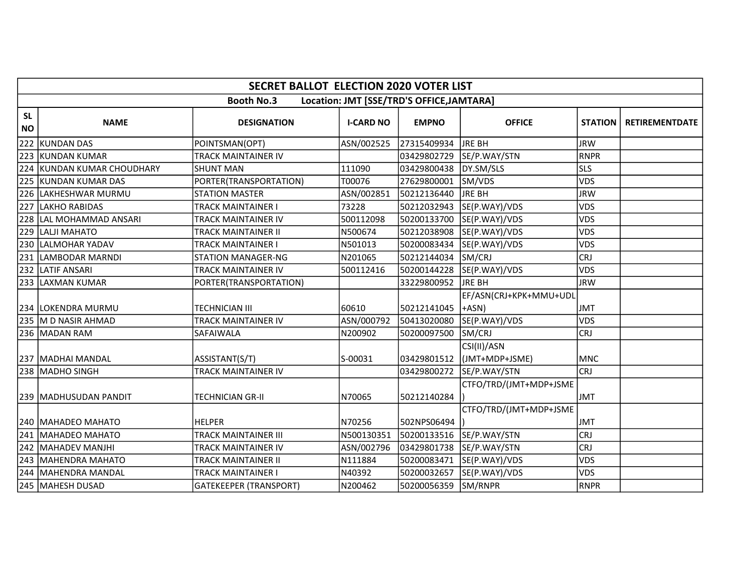| SECRET BALLOT ELECTION 2020 VOTER LIST | | | | | | | |
|---|---|---|---|---|---|---|---|
| Booth No.3 Location: JMT [SSE/TRD'S OFFICE,JAMTARA] | | | | | | | |
| SL NO | NAME | DESIGNATION | I-CARD NO | EMPNO | OFFICE | STATION | RETIREMENTDATE |
| 222 | KUNDAN DAS | POINTSMAN(OPT) | ASN/002525 | 27315409934 | JRE BH | JRW | |
| 223 | KUNDAN KUMAR | TRACK MAINTAINER IV | | 03429802729 | SE/P.WAY/STN | RNPR | |
| 224 | KUNDAN KUMAR CHOUDHARY | SHUNT MAN | 111090 | 03429800438 | DY.SM/SLS | SLS | |
| 225 | KUNDAN KUMAR DAS | PORTER(TRANSPORTATION) | T00076 | 27629800001 | SM/VDS | VDS | |
| 226 | LAKHESHWAR MURMU | STATION MASTER | ASN/002851 | 50212136440 | JRE BH | JRW | |
| 227 | LAKHO RABIDAS | TRACK MAINTAINER I | 73228 | 50212032943 | SE(P.WAY)/VDS | VDS | |
| 228 | LAL MOHAMMAD ANSARI | TRACK MAINTAINER IV | 500112098 | 50200133700 | SE(P.WAY)/VDS | VDS | |
| 229 | LALJI MAHATO | TRACK MAINTAINER II | N500674 | 50212038908 | SE(P.WAY)/VDS | VDS | |
| 230 | LALMOHAR YADAV | TRACK MAINTAINER I | N501013 | 50200083434 | SE(P.WAY)/VDS | VDS | |
| 231 | LAMBODAR MARNDI | STATION MANAGER-NG | N201065 | 50212144034 | SM/CRJ | CRJ | |
| 232 | LATIF ANSARI | TRACK MAINTAINER IV | 500112416 | 50200144228 | SE(P.WAY)/VDS | VDS | |
| 233 | LAXMAN KUMAR | PORTER(TRANSPORTATION) | | 33229800952 | JRE BH | JRW | |
| 234 | LOKENDRA MURMU | TECHNICIAN III | 60610 | 50212141045 | EF/ASN(CRJ+KPK+MMU+UDL+ASN) | JMT | |
| 235 | M D NASIR AHMAD | TRACK MAINTAINER IV | ASN/000792 | 50413020080 | SE(P.WAY)/VDS | VDS | |
| 236 | MADAN RAM | SAFAIWALA | N200902 | 50200097500 | SM/CRJ | CRJ | |
| 237 | MADHAI MANDAL | ASSISTANT(S/T) | S-00031 | 03429801512 | CSI(II)/ASN (JMT+MDP+JSME) | MNC | |
| 238 | MADHO SINGH | TRACK MAINTAINER IV | | 03429800272 | SE/P.WAY/STN | CRJ | |
| 239 | MADHUSUDAN PANDIT | TECHNICIAN GR-II | N70065 | 50212140284 | CTFO/TRD/(JMT+MDP+JSME) | JMT | |
| 240 | MAHADEO MAHATO | HELPER | N70256 | 502NPS06494 | CTFO/TRD/(JMT+MDP+JSME) | JMT | |
| 241 | MAHADEO MAHATO | TRACK MAINTAINER III | N500130351 | 50200133516 | SE/P.WAY/STN | CRJ | |
| 242 | MAHADEV MANJHI | TRACK MAINTAINER IV | ASN/002796 | 03429801738 | SE/P.WAY/STN | CRJ | |
| 243 | MAHENDRA MAHATO | TRACK MAINTAINER II | N111884 | 50200083471 | SE(P.WAY)/VDS | VDS | |
| 244 | MAHENDRA MANDAL | TRACK MAINTAINER I | N40392 | 50200032657 | SE(P.WAY)/VDS | VDS | |
| 245 | MAHESH DUSAD | GATEKEEPER (TRANSPORT) | N200462 | 50200056359 | SM/RNPR | RNPR | |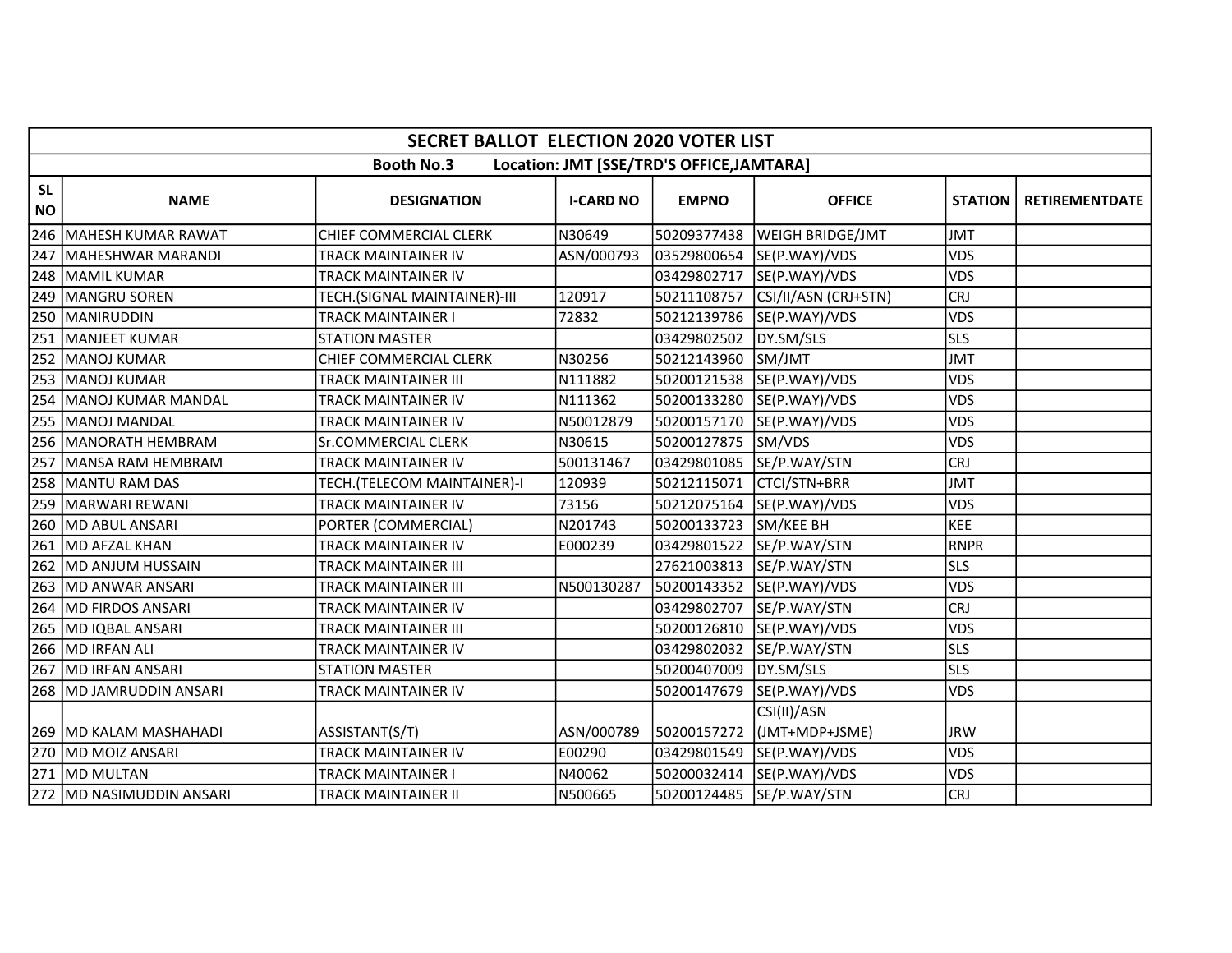| SECRET BALLOT ELECTION 2020 VOTER LIST | | | | | | | |
|---|---|---|---|---|---|---|---|
| Booth No.3 Location: JMT [SSE/TRD'S OFFICE,JAMTARA] | | | | | | | |
| SL NO | NAME | DESIGNATION | I-CARD NO | EMPNO | OFFICE | STATION | RETIREMENTDATE |
| 246 | MAHESH KUMAR RAWAT | CHIEF COMMERCIAL CLERK | N30649 | 50209377438 | WEIGH BRIDGE/JMT | JMT | |
| 247 | MAHESHWAR MARANDI | TRACK MAINTAINER IV | ASN/000793 | 03529800654 | SE(P.WAY)/VDS | VDS | |
| 248 | MAMIL KUMAR | TRACK MAINTAINER IV | | 03429802717 | SE(P.WAY)/VDS | VDS | |
| 249 | MANGRU SOREN | TECH.(SIGNAL MAINTAINER)-III | 120917 | 50211108757 | CSI/II/ASN (CRJ+STN) | CRJ | |
| 250 | MANIRUDDIN | TRACK MAINTAINER I | 72832 | 50212139786 | SE(P.WAY)/VDS | VDS | |
| 251 | MANJEET KUMAR | STATION MASTER | | 03429802502 | DY.SM/SLS | SLS | |
| 252 | MANOJ KUMAR | CHIEF COMMERCIAL CLERK | N30256 | 50212143960 | SM/JMT | JMT | |
| 253 | MANOJ KUMAR | TRACK MAINTAINER III | N111882 | 50200121538 | SE(P.WAY)/VDS | VDS | |
| 254 | MANOJ KUMAR MANDAL | TRACK MAINTAINER IV | N111362 | 50200133280 | SE(P.WAY)/VDS | VDS | |
| 255 | MANOJ MANDAL | TRACK MAINTAINER IV | N50012879 | 50200157170 | SE(P.WAY)/VDS | VDS | |
| 256 | MANORATH HEMBRAM | Sr.COMMERCIAL CLERK | N30615 | 50200127875 | SM/VDS | VDS | |
| 257 | MANSA RAM HEMBRAM | TRACK MAINTAINER IV | 500131467 | 03429801085 | SE/P.WAY/STN | CRJ | |
| 258 | MANTU RAM DAS | TECH.(TELECOM MAINTAINER)-I | 120939 | 50212115071 | CTCI/STN+BRR | JMT | |
| 259 | MARWARI REWANI | TRACK MAINTAINER IV | 73156 | 50212075164 | SE(P.WAY)/VDS | VDS | |
| 260 | MD ABUL ANSARI | PORTER (COMMERCIAL) | N201743 | 50200133723 | SM/KEE BH | KEE | |
| 261 | MD AFZAL KHAN | TRACK MAINTAINER IV | E000239 | 03429801522 | SE/P.WAY/STN | RNPR | |
| 262 | MD ANJUM HUSSAIN | TRACK MAINTAINER III | | 27621003813 | SE/P.WAY/STN | SLS | |
| 263 | MD ANWAR ANSARI | TRACK MAINTAINER III | N500130287 | 50200143352 | SE(P.WAY)/VDS | VDS | |
| 264 | MD FIRDOS ANSARI | TRACK MAINTAINER IV | | 03429802707 | SE/P.WAY/STN | CRJ | |
| 265 | MD IQBAL ANSARI | TRACK MAINTAINER III | | 50200126810 | SE(P.WAY)/VDS | VDS | |
| 266 | MD IRFAN ALI | TRACK MAINTAINER IV | | 03429802032 | SE/P.WAY/STN | SLS | |
| 267 | MD IRFAN ANSARI | STATION MASTER | | 50200407009 | DY.SM/SLS | SLS | |
| 268 | MD JAMRUDDIN ANSARI | TRACK MAINTAINER IV | | 50200147679 | SE(P.WAY)/VDS | VDS | |
| 269 | MD KALAM MASHAHADI | ASSISTANT(S/T) | ASN/000789 | 50200157272 | CSI(II)/ASN (JMT+MDP+JSME) | JRW | |
| 270 | MD MOIZ ANSARI | TRACK MAINTAINER IV | E00290 | 03429801549 | SE(P.WAY)/VDS | VDS | |
| 271 | MD MULTAN | TRACK MAINTAINER I | N40062 | 50200032414 | SE(P.WAY)/VDS | VDS | |
| 272 | MD NASIMUDDIN ANSARI | TRACK MAINTAINER II | N500665 | 50200124485 | SE/P.WAY/STN | CRJ | |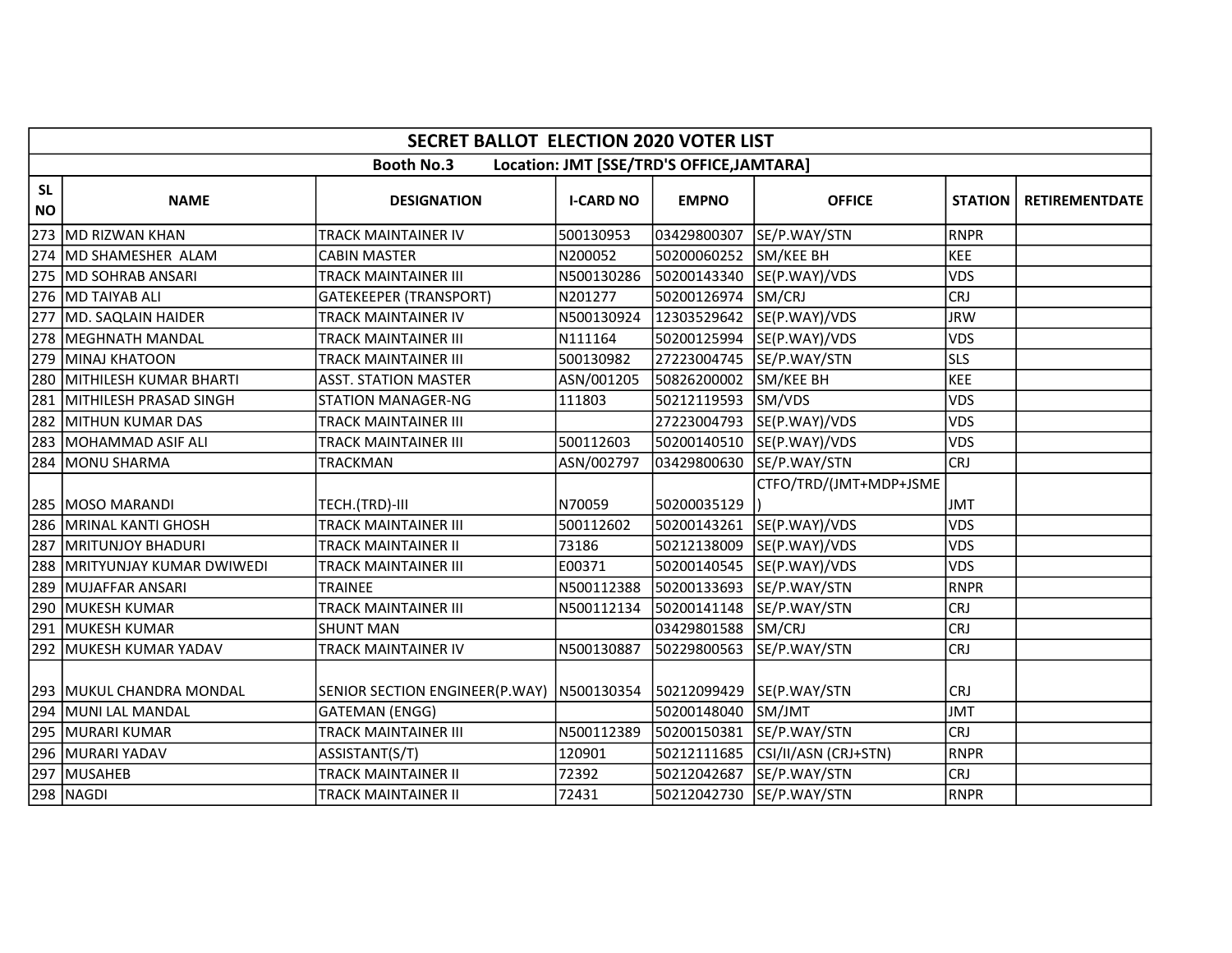| SECRET BALLOT ELECTION 2020 VOTER LIST | | | | | | | |
|---|---|---|---|---|---|---|---|
| Booth No.3 Location: JMT [SSE/TRD'S OFFICE,JAMTARA] | | | | | | | |
| SL NO | NAME | DESIGNATION | I-CARD NO | EMPNO | OFFICE | STATION | RETIREMENTDATE |
| 273 | MD RIZWAN KHAN | TRACK MAINTAINER IV | 500130953 | 03429800307 | SE/P.WAY/STN | RNPR | |
| 274 | MD SHAMESHER ALAM | CABIN MASTER | N200052 | 50200060252 | SM/KEE BH | KEE | |
| 275 | MD SOHRAB ANSARI | TRACK MAINTAINER III | N500130286 | 50200143340 | SE(P.WAY)/VDS | VDS | |
| 276 | MD TAIYAB ALI | GATEKEEPER (TRANSPORT) | N201277 | 50200126974 | SM/CRJ | CRJ | |
| 277 | MD. SAQLAIN HAIDER | TRACK MAINTAINER IV | N500130924 | 12303529642 | SE(P.WAY)/VDS | JRW | |
| 278 | MEGHNATH MANDAL | TRACK MAINTAINER III | N111164 | 50200125994 | SE(P.WAY)/VDS | VDS | |
| 279 | MINAJ KHATOON | TRACK MAINTAINER III | 500130982 | 27223004745 | SE/P.WAY/STN | SLS | |
| 280 | MITHILESH KUMAR BHARTI | ASST. STATION MASTER | ASN/001205 | 50826200002 | SM/KEE BH | KEE | |
| 281 | MITHILESH PRASAD SINGH | STATION MANAGER-NG | 111803 | 50212119593 | SM/VDS | VDS | |
| 282 | MITHUN KUMAR DAS | TRACK MAINTAINER III | | 27223004793 | SE(P.WAY)/VDS | VDS | |
| 283 | MOHAMMAD ASIF ALI | TRACK MAINTAINER III | 500112603 | 50200140510 | SE(P.WAY)/VDS | VDS | |
| 284 | MONU SHARMA | TRACKMAN | ASN/002797 | 03429800630 | SE/P.WAY/STN | CRJ | |
| 285 | MOSO MARANDI | TECH.(TRD)-III | N70059 | 50200035129 | CTFO/TRD/(JMT+MDP+JSME) | JMT | |
| 286 | MRINAL KANTI GHOSH | TRACK MAINTAINER III | 500112602 | 50200143261 | SE(P.WAY)/VDS | VDS | |
| 287 | MRITUNJOY BHADURI | TRACK MAINTAINER II | 73186 | 50212138009 | SE(P.WAY)/VDS | VDS | |
| 288 | MRITYUNJAY KUMAR DWIWEDI | TRACK MAINTAINER III | E00371 | 50200140545 | SE(P.WAY)/VDS | VDS | |
| 289 | MUJAFFAR ANSARI | TRAINEE | N500112388 | 50200133693 | SE/P.WAY/STN | RNPR | |
| 290 | MUKESH KUMAR | TRACK MAINTAINER III | N500112134 | 50200141148 | SE/P.WAY/STN | CRJ | |
| 291 | MUKESH KUMAR | SHUNT MAN | | 03429801588 | SM/CRJ | CRJ | |
| 292 | MUKESH KUMAR YADAV | TRACK MAINTAINER IV | N500130887 | 50229800563 | SE/P.WAY/STN | CRJ | |
| 293 | MUKUL CHANDRA MONDAL | SENIOR SECTION ENGINEER(P.WAY) | N500130354 | 50212099429 | SE(P.WAY/STN | CRJ | |
| 294 | MUNI LAL MANDAL | GATEMAN (ENGG) | | 50200148040 | SM/JMT | JMT | |
| 295 | MURARI KUMAR | TRACK MAINTAINER III | N500112389 | 50200150381 | SE/P.WAY/STN | CRJ | |
| 296 | MURARI YADAV | ASSISTANT(S/T) | 120901 | 50212111685 | CSI/II/ASN (CRJ+STN) | RNPR | |
| 297 | MUSAHEB | TRACK MAINTAINER II | 72392 | 50212042687 | SE/P.WAY/STN | CRJ | |
| 298 | NAGDI | TRACK MAINTAINER II | 72431 | 50212042730 | SE/P.WAY/STN | RNPR | |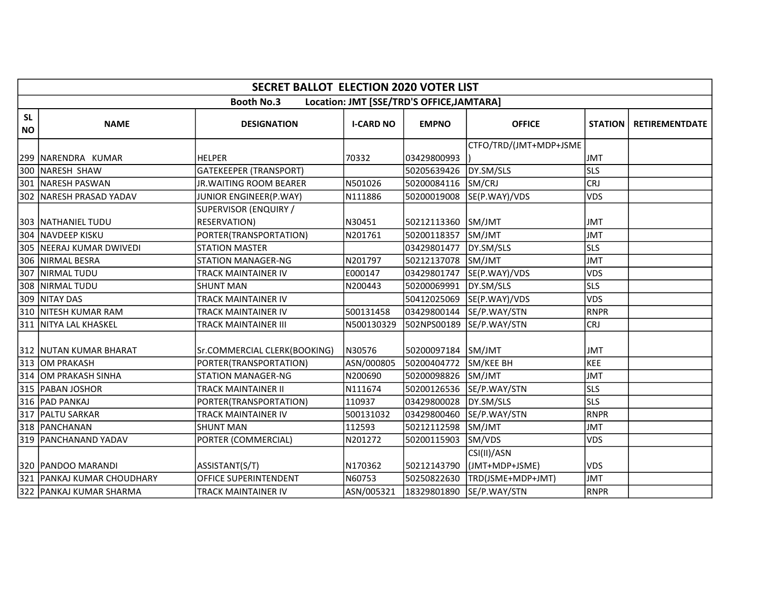| SECRET BALLOT ELECTION 2020 VOTER LIST | | | | | | | |
|---|---|---|---|---|---|---|---|
| Booth No.3 Location: JMT [SSE/TRD'S OFFICE,JAMTARA] | | | | | | | |
| SL NO | NAME | DESIGNATION | I-CARD NO | EMPNO | OFFICE | STATION | RETIREMENTDATE |
| 299 | NARENDRA KUMAR | HELPER | 70332 | 03429800993 | CTFO/TRD/(JMT+MDP+JSME) | JMT | |
| 300 | NARESH SHAW | GATEKEEPER (TRANSPORT) | | 50205639426 | DY.SM/SLS | SLS | |
| 301 | NARESH PASWAN | JR.WAITING ROOM BEARER | N501026 | 50200084116 | SM/CRJ | CRJ | |
| 302 | NARESH PRASAD YADAV | JUNIOR ENGINEER(P.WAY) | N111886 | 50200019008 | SE(P.WAY)/VDS | VDS | |
| 303 | NATHANIEL TUDU | SUPERVISOR (ENQUIRY / RESERVATION) | N30451 | 50212113360 | SM/JMT | JMT | |
| 304 | NAVDEEP KISKU | PORTER(TRANSPORTATION) | N201761 | 50200118357 | SM/JMT | JMT | |
| 305 | NEERAJ KUMAR DWIVEDI | STATION MASTER | | 03429801477 | DY.SM/SLS | SLS | |
| 306 | NIRMAL BESRA | STATION MANAGER-NG | N201797 | 50212137078 | SM/JMT | JMT | |
| 307 | NIRMAL TUDU | TRACK MAINTAINER IV | E000147 | 03429801747 | SE(P.WAY)/VDS | VDS | |
| 308 | NIRMAL TUDU | SHUNT MAN | N200443 | 50200069991 | DY.SM/SLS | SLS | |
| 309 | NITAY DAS | TRACK MAINTAINER IV | | 50412025069 | SE(P.WAY)/VDS | VDS | |
| 310 | NITESH KUMAR RAM | TRACK MAINTAINER IV | 500131458 | 03429800144 | SE/P.WAY/STN | RNPR | |
| 311 | NITYA LAL KHASKEL | TRACK MAINTAINER III | N500130329 | 502NPS00189 | SE/P.WAY/STN | CRJ | |
| 312 | NUTAN KUMAR BHARAT | Sr.COMMERCIAL CLERK(BOOKING) | N30576 | 50200097184 | SM/JMT | JMT | |
| 313 | OM PRAKASH | PORTER(TRANSPORTATION) | ASN/000805 | 50200404772 | SM/KEE BH | KEE | |
| 314 | OM PRAKASH SINHA | STATION MANAGER-NG | N200690 | 50200098826 | SM/JMT | JMT | |
| 315 | PABAN JOSHOR | TRACK MAINTAINER II | N111674 | 50200126536 | SE/P.WAY/STN | SLS | |
| 316 | PAD PANKAJ | PORTER(TRANSPORTATION) | 110937 | 03429800028 | DY.SM/SLS | SLS | |
| 317 | PALTU SARKAR | TRACK MAINTAINER IV | 500131032 | 03429800460 | SE/P.WAY/STN | RNPR | |
| 318 | PANCHANAN | SHUNT MAN | 112593 | 50212112598 | SM/JMT | JMT | |
| 319 | PANCHANAND YADAV | PORTER (COMMERCIAL) | N201272 | 50200115903 | SM/VDS | VDS | |
| 320 | PANDOO MARANDI | ASSISTANT(S/T) | N170362 | 50212143790 | CSI(II)/ASN (JMT+MDP+JSME) | VDS | |
| 321 | PANKAJ KUMAR CHOUDHARY | OFFICE SUPERINTENDENT | N60753 | 50250822630 | TRD(JSME+MDP+JMT) | JMT | |
| 322 | PANKAJ KUMAR SHARMA | TRACK MAINTAINER IV | ASN/005321 | 18329801890 | SE/P.WAY/STN | RNPR | |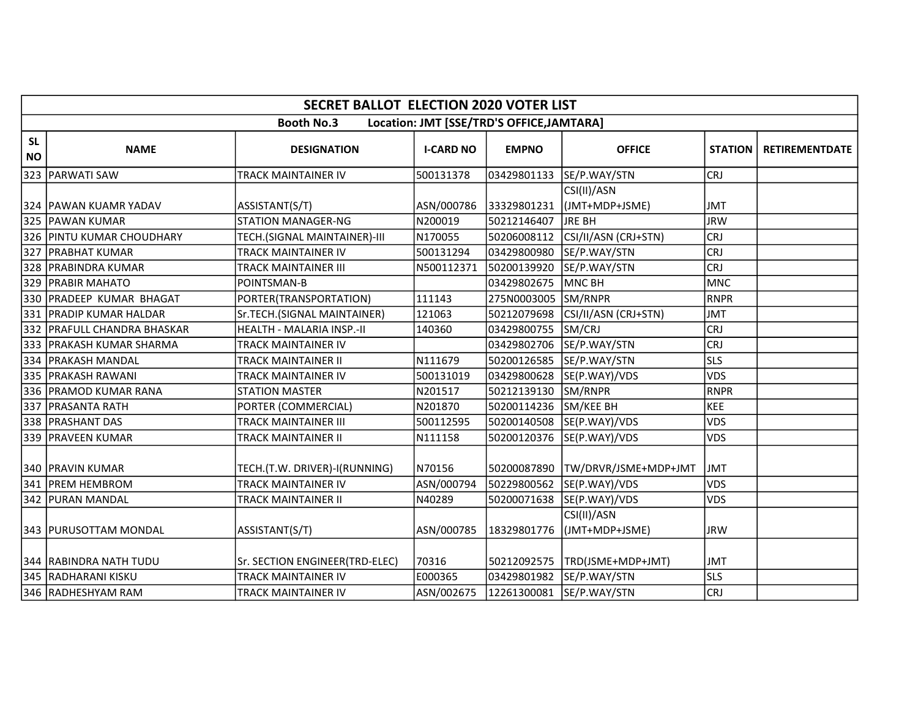| SECRET BALLOT ELECTION 2020 VOTER LIST | | | | | | | |
|---|---|---|---|---|---|---|---|
| Booth No.3 Location: JMT [SSE/TRD'S OFFICE,JAMTARA] | | | | | | | |
| SL NO | NAME | DESIGNATION | I-CARD NO | EMPNO | OFFICE | STATION | RETIREMENTDATE |
| 323 | PARWATI SAW | TRACK MAINTAINER IV | 500131378 | 03429801133 | SE/P.WAY/STN | CRJ | |
| 324 | PAWAN KUAMR YADAV | ASSISTANT(S/T) | ASN/000786 | 33329801231 | CSI(II)/ASN (JMT+MDP+JSME) | JMT | |
| 325 | PAWAN KUMAR | STATION MANAGER-NG | N200019 | 50212146407 | JRE BH | JRW | |
| 326 | PINTU KUMAR CHOUDHARY | TECH.(SIGNAL MAINTAINER)-III | N170055 | 50206008112 | CSI/II/ASN (CRJ+STN) | CRJ | |
| 327 | PRABHAT KUMAR | TRACK MAINTAINER IV | 500131294 | 03429800980 | SE/P.WAY/STN | CRJ | |
| 328 | PRABINDRA KUMAR | TRACK MAINTAINER III | N500112371 | 50200139920 | SE/P.WAY/STN | CRJ | |
| 329 | PRABIR MAHATO | POINTSMAN-B | | 03429802675 | MNC BH | MNC | |
| 330 | PRADEEP KUMAR BHAGAT | PORTER(TRANSPORTATION) | 111143 | 275N0003005 | SM/RNPR | RNPR | |
| 331 | PRADIP KUMAR HALDAR | Sr.TECH.(SIGNAL MAINTAINER) | 121063 | 50212079698 | CSI/II/ASN (CRJ+STN) | JMT | |
| 332 | PRAFULL CHANDRA BHASKAR | HEALTH - MALARIA INSP.-II | 140360 | 03429800755 | SM/CRJ | CRJ | |
| 333 | PRAKASH KUMAR SHARMA | TRACK MAINTAINER IV | | 03429802706 | SE/P.WAY/STN | CRJ | |
| 334 | PRAKASH MANDAL | TRACK MAINTAINER II | N111679 | 50200126585 | SE/P.WAY/STN | SLS | |
| 335 | PRAKASH RAWANI | TRACK MAINTAINER IV | 500131019 | 03429800628 | SE(P.WAY)/VDS | VDS | |
| 336 | PRAMOD KUMAR RANA | STATION MASTER | N201517 | 50212139130 | SM/RNPR | RNPR | |
| 337 | PRASANTA RATH | PORTER (COMMERCIAL) | N201870 | 50200114236 | SM/KEE BH | KEE | |
| 338 | PRASHANT DAS | TRACK MAINTAINER III | 500112595 | 50200140508 | SE(P.WAY)/VDS | VDS | |
| 339 | PRAVEEN KUMAR | TRACK MAINTAINER II | N111158 | 50200120376 | SE(P.WAY)/VDS | VDS | |
| 340 | PRAVIN KUMAR | TECH.(T.W. DRIVER)-I(RUNNING) | N70156 | 50200087890 | TW/DRVR/JSME+MDP+JMT | JMT | |
| 341 | PREM HEMBROM | TRACK MAINTAINER IV | ASN/000794 | 50229800562 | SE(P.WAY)/VDS | VDS | |
| 342 | PURAN MANDAL | TRACK MAINTAINER II | N40289 | 50200071638 | SE(P.WAY)/VDS | VDS | |
| 343 | PURUSOTTAM MONDAL | ASSISTANT(S/T) | ASN/000785 | 18329801776 | CSI(II)/ASN (JMT+MDP+JSME) | JRW | |
| 344 | RABINDRA NATH TUDU | Sr. SECTION ENGINEER(TRD-ELEC) | 70316 | 50212092575 | TRD(JSME+MDP+JMT) | JMT | |
| 345 | RADHARANI KISKU | TRACK MAINTAINER IV | E000365 | 03429801982 | SE/P.WAY/STN | SLS | |
| 346 | RADHESHYAM RAM | TRACK MAINTAINER IV | ASN/002675 | 12261300081 | SE/P.WAY/STN | CRJ | |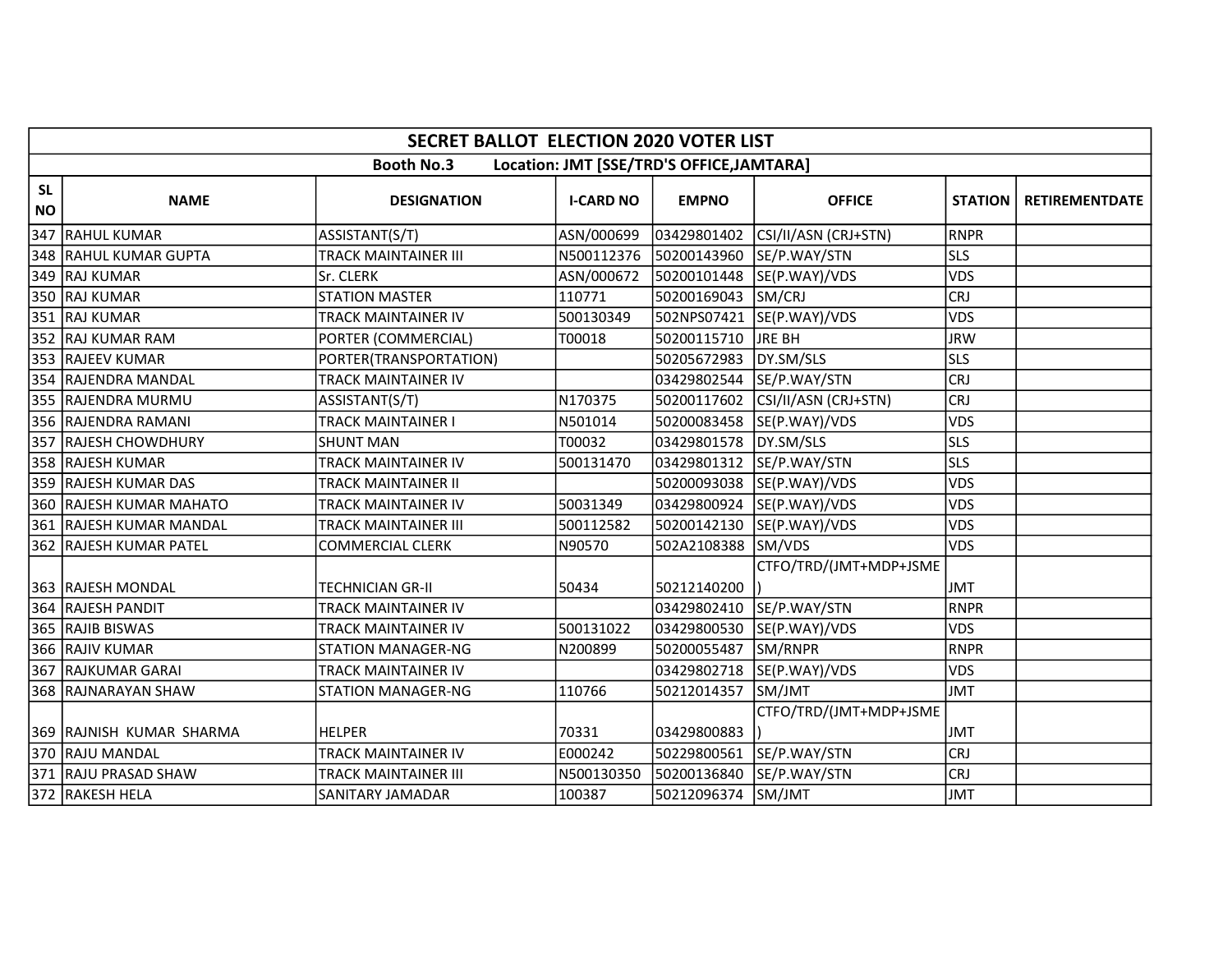| SECRET BALLOT ELECTION 2020 VOTER LIST | | | | | | | |
|---|---|---|---|---|---|---|---|
| Booth No.3 Location: JMT [SSE/TRD'S OFFICE,JAMTARA] | | | | | | | |
| SL NO | NAME | DESIGNATION | I-CARD NO | EMPNO | OFFICE | STATION | RETIREMENTDATE |
| 347 | RAHUL KUMAR | ASSISTANT(S/T) | ASN/000699 | 03429801402 | CSI/II/ASN (CRJ+STN) | RNPR | |
| 348 | RAHUL KUMAR GUPTA | TRACK MAINTAINER III | N500112376 | 50200143960 | SE/P.WAY/STN | SLS | |
| 349 | RAJ KUMAR | Sr. CLERK | ASN/000672 | 50200101448 | SE(P.WAY)/VDS | VDS | |
| 350 | RAJ KUMAR | STATION MASTER | 110771 | 50200169043 | SM/CRJ | CRJ | |
| 351 | RAJ KUMAR | TRACK MAINTAINER IV | 500130349 | 502NPS07421 | SE(P.WAY)/VDS | VDS | |
| 352 | RAJ KUMAR RAM | PORTER (COMMERCIAL) | T00018 | 50200115710 | JRE BH | JRW | |
| 353 | RAJEEV KUMAR | PORTER(TRANSPORTATION) | | 50205672983 | DY.SM/SLS | SLS | |
| 354 | RAJENDRA MANDAL | TRACK MAINTAINER IV | | 03429802544 | SE/P.WAY/STN | CRJ | |
| 355 | RAJENDRA MURMU | ASSISTANT(S/T) | N170375 | 50200117602 | CSI/II/ASN (CRJ+STN) | CRJ | |
| 356 | RAJENDRA RAMANI | TRACK MAINTAINER I | N501014 | 50200083458 | SE(P.WAY)/VDS | VDS | |
| 357 | RAJESH CHOWDHURY | SHUNT MAN | T00032 | 03429801578 | DY.SM/SLS | SLS | |
| 358 | RAJESH KUMAR | TRACK MAINTAINER IV | 500131470 | 03429801312 | SE/P.WAY/STN | SLS | |
| 359 | RAJESH KUMAR DAS | TRACK MAINTAINER II | | 50200093038 | SE(P.WAY)/VDS | VDS | |
| 360 | RAJESH KUMAR MAHATO | TRACK MAINTAINER IV | 50031349 | 03429800924 | SE(P.WAY)/VDS | VDS | |
| 361 | RAJESH KUMAR MANDAL | TRACK MAINTAINER III | 500112582 | 50200142130 | SE(P.WAY)/VDS | VDS | |
| 362 | RAJESH KUMAR PATEL | COMMERCIAL CLERK | N90570 | 502A2108388 | SM/VDS | VDS | |
| 363 | RAJESH MONDAL | TECHNICIAN GR-II | 50434 | 50212140200 | CTFO/TRD/(JMT+MDP+JSME) | JMT | |
| 364 | RAJESH PANDIT | TRACK MAINTAINER IV | | 03429802410 | SE/P.WAY/STN | RNPR | |
| 365 | RAJIB BISWAS | TRACK MAINTAINER IV | 500131022 | 03429800530 | SE(P.WAY)/VDS | VDS | |
| 366 | RAJIV KUMAR | STATION MANAGER-NG | N200899 | 50200055487 | SM/RNPR | RNPR | |
| 367 | RAJKUMAR GARAI | TRACK MAINTAINER IV | | 03429802718 | SE(P.WAY)/VDS | VDS | |
| 368 | RAJNARAYAN SHAW | STATION MANAGER-NG | 110766 | 50212014357 | SM/JMT | JMT | |
| 369 | RAJNISH KUMAR SHARMA | HELPER | 70331 | 03429800883 | CTFO/TRD/(JMT+MDP+JSME) | JMT | |
| 370 | RAJU MANDAL | TRACK MAINTAINER IV | E000242 | 50229800561 | SE/P.WAY/STN | CRJ | |
| 371 | RAJU PRASAD SHAW | TRACK MAINTAINER III | N500130350 | 50200136840 | SE/P.WAY/STN | CRJ | |
| 372 | RAKESH HELA | SANITARY JAMADAR | 100387 | 50212096374 | SM/JMT | JMT | |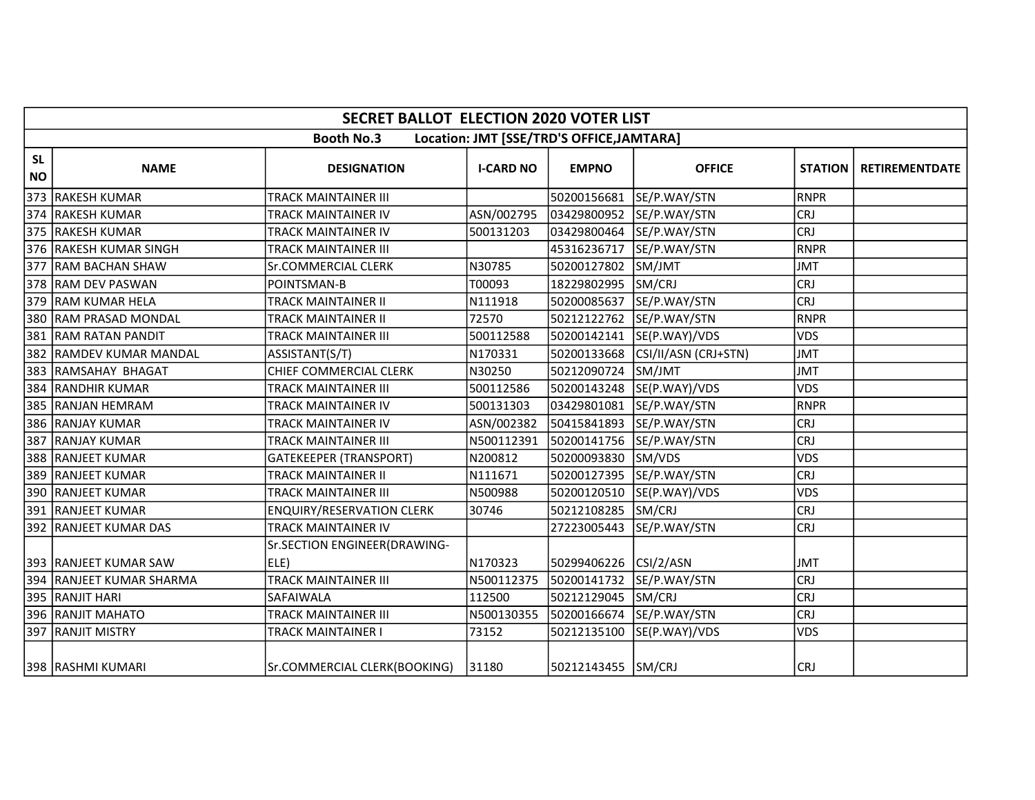| SECRET BALLOT ELECTION 2020 VOTER LIST | | | | | | | |
|---|---|---|---|---|---|---|---|
| Booth No.3 Location: JMT [SSE/TRD'S OFFICE,JAMTARA] | | | | | | | |
| SL NO | NAME | DESIGNATION | I-CARD NO | EMPNO | OFFICE | STATION | RETIREMENTDATE |
| 373 | RAKESH KUMAR | TRACK MAINTAINER III | | 50200156681 | SE/P.WAY/STN | RNPR | |
| 374 | RAKESH KUMAR | TRACK MAINTAINER IV | ASN/002795 | 03429800952 | SE/P.WAY/STN | CRJ | |
| 375 | RAKESH KUMAR | TRACK MAINTAINER IV | 500131203 | 03429800464 | SE/P.WAY/STN | CRJ | |
| 376 | RAKESH KUMAR SINGH | TRACK MAINTAINER III | | 45316236717 | SE/P.WAY/STN | RNPR | |
| 377 | RAM BACHAN SHAW | Sr.COMMERCIAL CLERK | N30785 | 50200127802 | SM/JMT | JMT | |
| 378 | RAM DEV PASWAN | POINTSMAN-B | T00093 | 18229802995 | SM/CRJ | CRJ | |
| 379 | RAM KUMAR HELA | TRACK MAINTAINER II | N111918 | 50200085637 | SE/P.WAY/STN | CRJ | |
| 380 | RAM PRASAD MONDAL | TRACK MAINTAINER II | 72570 | 50212122762 | SE/P.WAY/STN | RNPR | |
| 381 | RAM RATAN PANDIT | TRACK MAINTAINER III | 500112588 | 50200142141 | SE(P.WAY)/VDS | VDS | |
| 382 | RAMDEV KUMAR MANDAL | ASSISTANT(S/T) | N170331 | 50200133668 | CSI/II/ASN (CRJ+STN) | JMT | |
| 383 | RAMSAHAY BHAGAT | CHIEF COMMERCIAL CLERK | N30250 | 50212090724 | SM/JMT | JMT | |
| 384 | RANDHIR KUMAR | TRACK MAINTAINER III | 500112586 | 50200143248 | SE(P.WAY)/VDS | VDS | |
| 385 | RANJAN HEMRAM | TRACK MAINTAINER IV | 500131303 | 03429801081 | SE/P.WAY/STN | RNPR | |
| 386 | RANJAY KUMAR | TRACK MAINTAINER IV | ASN/002382 | 50415841893 | SE/P.WAY/STN | CRJ | |
| 387 | RANJAY KUMAR | TRACK MAINTAINER III | N500112391 | 50200141756 | SE/P.WAY/STN | CRJ | |
| 388 | RANJEET KUMAR | GATEKEEPER (TRANSPORT) | N200812 | 50200093830 | SM/VDS | VDS | |
| 389 | RANJEET KUMAR | TRACK MAINTAINER II | N111671 | 50200127395 | SE/P.WAY/STN | CRJ | |
| 390 | RANJEET KUMAR | TRACK MAINTAINER III | N500988 | 50200120510 | SE(P.WAY)/VDS | VDS | |
| 391 | RANJEET KUMAR | ENQUIRY/RESERVATION CLERK | 30746 | 50212108285 | SM/CRJ | CRJ | |
| 392 | RANJEET KUMAR DAS | TRACK MAINTAINER IV | | 27223005443 | SE/P.WAY/STN | CRJ | |
| 393 | RANJEET KUMAR SAW | Sr.SECTION ENGINEER(DRAWING-ELE) | N170323 | 50299406226 | CSI/2/ASN | JMT | |
| 394 | RANJEET KUMAR SHARMA | TRACK MAINTAINER III | N500112375 | 50200141732 | SE/P.WAY/STN | CRJ | |
| 395 | RANJIT HARI | SAFAIWALA | 112500 | 50212129045 | SM/CRJ | CRJ | |
| 396 | RANJIT MAHATO | TRACK MAINTAINER III | N500130355 | 50200166674 | SE/P.WAY/STN | CRJ | |
| 397 | RANJIT MISTRY | TRACK MAINTAINER I | 73152 | 50212135100 | SE(P.WAY)/VDS | VDS | |
| 398 | RASHMI KUMARI | Sr.COMMERCIAL CLERK(BOOKING) | 31180 | 50212143455 | SM/CRJ | CRJ | |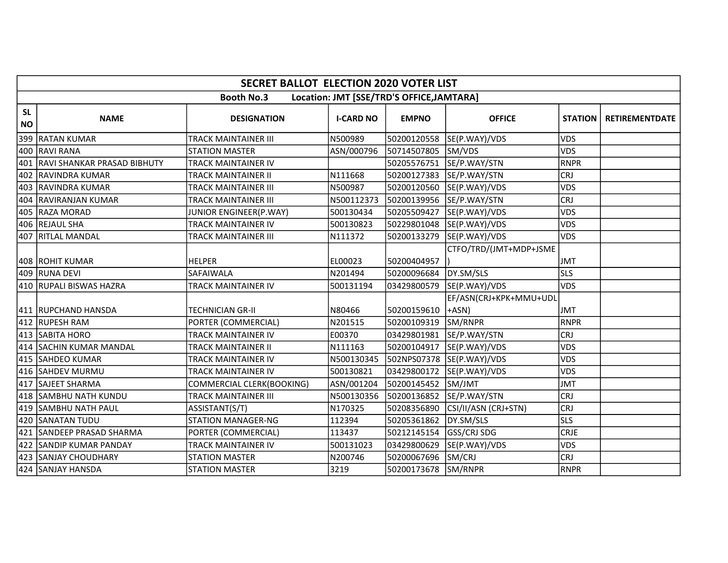| SECRET BALLOT ELECTION 2020 VOTER LIST | | | | | | | |
|---|---|---|---|---|---|---|---|
| Booth No.3 Location: JMT [SSE/TRD'S OFFICE,JAMTARA] | | | | | | | |
| SL NO | NAME | DESIGNATION | I-CARD NO | EMPNO | OFFICE | STATION | RETIREMENTDATE |
| 399 | RATAN KUMAR | TRACK MAINTAINER III | N500989 | 50200120558 | SE(P.WAY)/VDS | VDS | |
| 400 | RAVI RANA | STATION MASTER | ASN/000796 | 50714507805 | SM/VDS | VDS | |
| 401 | RAVI SHANKAR PRASAD BIBHUTY | TRACK MAINTAINER IV | | 50205576751 | SE/P.WAY/STN | RNPR | |
| 402 | RAVINDRA KUMAR | TRACK MAINTAINER II | N111668 | 50200127383 | SE/P.WAY/STN | CRJ | |
| 403 | RAVINDRA KUMAR | TRACK MAINTAINER III | N500987 | 50200120560 | SE(P.WAY)/VDS | VDS | |
| 404 | RAVIRANJAN KUMAR | TRACK MAINTAINER III | N500112373 | 50200139956 | SE/P.WAY/STN | CRJ | |
| 405 | RAZA MORAD | JUNIOR ENGINEER(P.WAY) | 500130434 | 50205509427 | SE(P.WAY)/VDS | VDS | |
| 406 | REJAUL SHA | TRACK MAINTAINER IV | 500130823 | 50229801048 | SE(P.WAY)/VDS | VDS | |
| 407 | RITLAL MANDAL | TRACK MAINTAINER III | N111372 | 50200133279 | SE(P.WAY)/VDS | VDS | |
| 408 | ROHIT KUMAR | HELPER | EL00023 | 50200404957 | CTFO/TRD/(JMT+MDP+JSME) | JMT | |
| 409 | RUNA DEVI | SAFAIWALA | N201494 | 50200096684 | DY.SM/SLS | SLS | |
| 410 | RUPALI BISWAS HAZRA | TRACK MAINTAINER IV | 500131194 | 03429800579 | SE(P.WAY)/VDS | VDS | |
| 411 | RUPCHAND HANSDA | TECHNICIAN GR-II | N80466 | 50200159610 | EF/ASN(CRJ+KPK+MMU+UDL+ASN) | JMT | |
| 412 | RUPESH RAM | PORTER (COMMERCIAL) | N201515 | 50200109319 | SM/RNPR | RNPR | |
| 413 | SABITA HORO | TRACK MAINTAINER IV | E00370 | 03429801981 | SE/P.WAY/STN | CRJ | |
| 414 | SACHIN KUMAR MANDAL | TRACK MAINTAINER II | N111163 | 50200104917 | SE(P.WAY)/VDS | VDS | |
| 415 | SAHDEO KUMAR | TRACK MAINTAINER IV | N500130345 | 502NPS07378 | SE(P.WAY)/VDS | VDS | |
| 416 | SAHDEV MURMU | TRACK MAINTAINER IV | 500130821 | 03429800172 | SE(P.WAY)/VDS | VDS | |
| 417 | SAJEET SHARMA | COMMERCIAL CLERK(BOOKING) | ASN/001204 | 50200145452 | SM/JMT | JMT | |
| 418 | SAMBHU NATH KUNDU | TRACK MAINTAINER III | N500130356 | 50200136852 | SE/P.WAY/STN | CRJ | |
| 419 | SAMBHU NATH PAUL | ASSISTANT(S/T) | N170325 | 50208356890 | CSI/II/ASN (CRJ+STN) | CRJ | |
| 420 | SANATAN TUDU | STATION MANAGER-NG | 112394 | 50205361862 | DY.SM/SLS | SLS | |
| 421 | SANDEEP PRASAD SHARMA | PORTER (COMMERCIAL) | 113437 | 50212145154 | GSS/CRJ SDG | CRJE | |
| 422 | SANDIP KUMAR PANDAY | TRACK MAINTAINER IV | 500131023 | 03429800629 | SE(P.WAY)/VDS | VDS | |
| 423 | SANJAY CHOUDHARY | STATION MASTER | N200746 | 50200067696 | SM/CRJ | CRJ | |
| 424 | SANJAY HANSDA | STATION MASTER | 3219 | 50200173678 | SM/RNPR | RNPR | |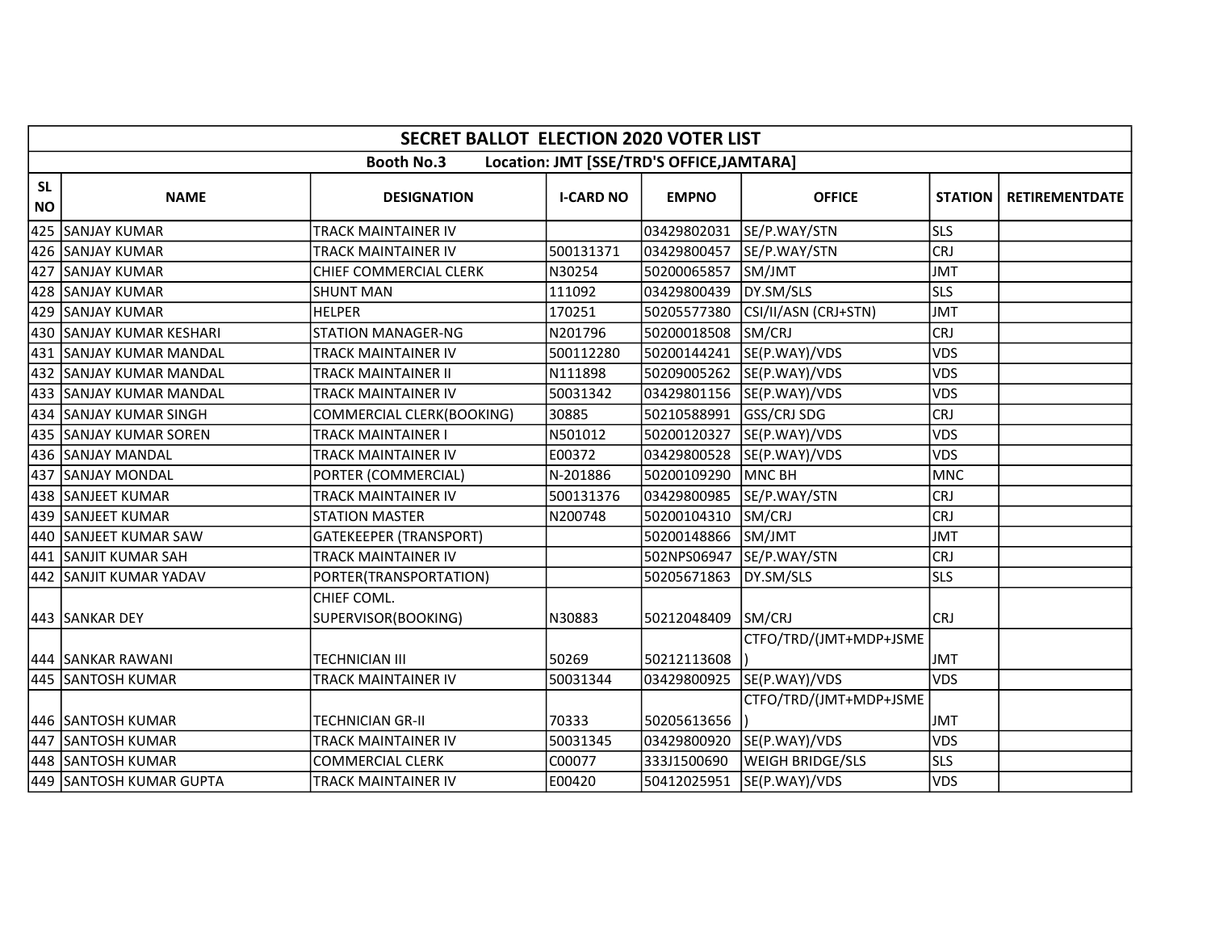| SECRET BALLOT ELECTION 2020 VOTER LIST | | | | | | | |
|---|---|---|---|---|---|---|---|
| Booth No.3 Location: JMT [SSE/TRD'S OFFICE,JAMTARA] | | | | | | | |
| SL NO | NAME | DESIGNATION | I-CARD NO | EMPNO | OFFICE | STATION | RETIREMENTDATE |
| 425 | SANJAY KUMAR | TRACK MAINTAINER IV | | 03429802031 | SE/P.WAY/STN | SLS | |
| 426 | SANJAY KUMAR | TRACK MAINTAINER IV | 500131371 | 03429800457 | SE/P.WAY/STN | CRJ | |
| 427 | SANJAY KUMAR | CHIEF COMMERCIAL CLERK | N30254 | 50200065857 | SM/JMT | JMT | |
| 428 | SANJAY KUMAR | SHUNT MAN | 111092 | 03429800439 | DY.SM/SLS | SLS | |
| 429 | SANJAY KUMAR | HELPER | 170251 | 50205577380 | CSI/II/ASN (CRJ+STN) | JMT | |
| 430 | SANJAY KUMAR KESHARI | STATION MANAGER-NG | N201796 | 50200018508 | SM/CRJ | CRJ | |
| 431 | SANJAY KUMAR MANDAL | TRACK MAINTAINER IV | 500112280 | 50200144241 | SE(P.WAY)/VDS | VDS | |
| 432 | SANJAY KUMAR MANDAL | TRACK MAINTAINER II | N111898 | 50209005262 | SE(P.WAY)/VDS | VDS | |
| 433 | SANJAY KUMAR MANDAL | TRACK MAINTAINER IV | 50031342 | 03429801156 | SE(P.WAY)/VDS | VDS | |
| 434 | SANJAY KUMAR SINGH | COMMERCIAL CLERK(BOOKING) | 30885 | 50210588991 | GSS/CRJ SDG | CRJ | |
| 435 | SANJAY KUMAR SOREN | TRACK MAINTAINER I | N501012 | 50200120327 | SE(P.WAY)/VDS | VDS | |
| 436 | SANJAY MANDAL | TRACK MAINTAINER IV | E00372 | 03429800528 | SE(P.WAY)/VDS | VDS | |
| 437 | SANJAY MONDAL | PORTER (COMMERCIAL) | N-201886 | 50200109290 | MNC BH | MNC | |
| 438 | SANJEET KUMAR | TRACK MAINTAINER IV | 500131376 | 03429800985 | SE/P.WAY/STN | CRJ | |
| 439 | SANJEET KUMAR | STATION MASTER | N200748 | 50200104310 | SM/CRJ | CRJ | |
| 440 | SANJEET KUMAR SAW | GATEKEEPER (TRANSPORT) | | 50200148866 | SM/JMT | JMT | |
| 441 | SANJIT KUMAR SAH | TRACK MAINTAINER IV | | 502NPS06947 | SE/P.WAY/STN | CRJ | |
| 442 | SANJIT KUMAR YADAV | PORTER(TRANSPORTATION) | | 50205671863 | DY.SM/SLS | SLS | |
| 443 | SANKAR DEY | CHIEF COML. SUPERVISOR(BOOKING) | N30883 | 50212048409 | SM/CRJ | CRJ | |
| 444 | SANKAR RAWANI | TECHNICIAN III | 50269 | 50212113608 | CTFO/TRD/(JMT+MDP+JSME) | JMT | |
| 445 | SANTOSH KUMAR | TRACK MAINTAINER IV | 50031344 | 03429800925 | SE(P.WAY)/VDS | VDS | |
| 446 | SANTOSH KUMAR | TECHNICIAN GR-II | 70333 | 50205613656 | CTFO/TRD/(JMT+MDP+JSME) | JMT | |
| 447 | SANTOSH KUMAR | TRACK MAINTAINER IV | 50031345 | 03429800920 | SE(P.WAY)/VDS | VDS | |
| 448 | SANTOSH KUMAR | COMMERCIAL CLERK | C00077 | 333J1500690 | WEIGH BRIDGE/SLS | SLS | |
| 449 | SANTOSH KUMAR GUPTA | TRACK MAINTAINER IV | E00420 | 50412025951 | SE(P.WAY)/VDS | VDS | |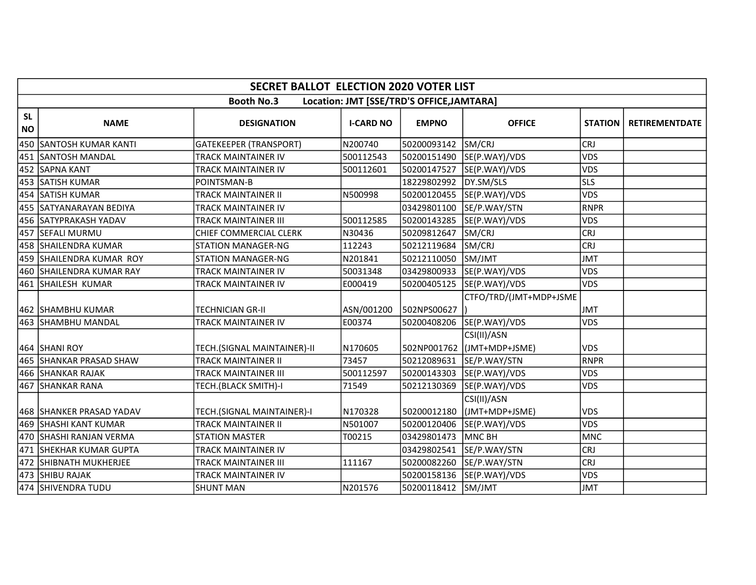| SECRET BALLOT ELECTION 2020 VOTER LIST | | | | | | | |
|---|---|---|---|---|---|---|---|
| Booth No.3 Location: JMT [SSE/TRD'S OFFICE,JAMTARA] | | | | | | | |
| SL NO | NAME | DESIGNATION | I-CARD NO | EMPNO | OFFICE | STATION | RETIREMENTDATE |
| 450 | SANTOSH KUMAR KANTI | GATEKEEPER (TRANSPORT) | N200740 | 50200093142 | SM/CRJ | CRJ | |
| 451 | SANTOSH MANDAL | TRACK MAINTAINER IV | 500112543 | 50200151490 | SE(P.WAY)/VDS | VDS | |
| 452 | SAPNA KANT | TRACK MAINTAINER IV | 500112601 | 50200147527 | SE(P.WAY)/VDS | VDS | |
| 453 | SATISH KUMAR | POINTSMAN-B | | 18229802992 | DY.SM/SLS | SLS | |
| 454 | SATISH KUMAR | TRACK MAINTAINER II | N500998 | 50200120455 | SE(P.WAY)/VDS | VDS | |
| 455 | SATYANARAYAN BEDIYA | TRACK MAINTAINER IV | | 03429801100 | SE/P.WAY/STN | RNPR | |
| 456 | SATYPRAKASH YADAV | TRACK MAINTAINER III | 500112585 | 50200143285 | SE(P.WAY)/VDS | VDS | |
| 457 | SEFALI MURMU | CHIEF COMMERCIAL CLERK | N30436 | 50209812647 | SM/CRJ | CRJ | |
| 458 | SHAILENDRA KUMAR | STATION MANAGER-NG | 112243 | 50212119684 | SM/CRJ | CRJ | |
| 459 | SHAILENDRA KUMAR ROY | STATION MANAGER-NG | N201841 | 50212110050 | SM/JMT | JMT | |
| 460 | SHAILENDRA KUMAR RAY | TRACK MAINTAINER IV | 50031348 | 03429800933 | SE(P.WAY)/VDS | VDS | |
| 461 | SHAILESH KUMAR | TRACK MAINTAINER IV | E000419 | 50200405125 | SE(P.WAY)/VDS | VDS | |
| 462 | SHAMBHU KUMAR | TECHNICIAN GR-II | ASN/001200 | 502NPS00627 | CTFO/TRD/(JMT+MDP+JSME) | JMT | |
| 463 | SHAMBHU MANDAL | TRACK MAINTAINER IV | E00374 | 50200408206 | SE(P.WAY)/VDS | VDS | |
| 464 | SHANI ROY | TECH.(SIGNAL MAINTAINER)-II | N170605 | 502NP001762 | CSI(II)/ASN (JMT+MDP+JSME) | VDS | |
| 465 | SHANKAR PRASAD SHAW | TRACK MAINTAINER II | 73457 | 50212089631 | SE/P.WAY/STN | RNPR | |
| 466 | SHANKAR RAJAK | TRACK MAINTAINER III | 500112597 | 50200143303 | SE(P.WAY)/VDS | VDS | |
| 467 | SHANKAR RANA | TECH.(BLACK SMITH)-I | 71549 | 50212130369 | SE(P.WAY)/VDS | VDS | |
| 468 | SHANKER PRASAD YADAV | TECH.(SIGNAL MAINTAINER)-I | N170328 | 50200012180 | CSI(II)/ASN (JMT+MDP+JSME) | VDS | |
| 469 | SHASHI KANT KUMAR | TRACK MAINTAINER II | N501007 | 50200120406 | SE(P.WAY)/VDS | VDS | |
| 470 | SHASHI RANJAN VERMA | STATION MASTER | T00215 | 03429801473 | MNC BH | MNC | |
| 471 | SHEKHAR KUMAR GUPTA | TRACK MAINTAINER IV | | 03429802541 | SE/P.WAY/STN | CRJ | |
| 472 | SHIBNATH MUKHERJEE | TRACK MAINTAINER III | 111167 | 50200082260 | SE/P.WAY/STN | CRJ | |
| 473 | SHIBU RAJAK | TRACK MAINTAINER IV | | 50200158136 | SE(P.WAY)/VDS | VDS | |
| 474 | SHIVENDRA TUDU | SHUNT MAN | N201576 | 50200118412 | SM/JMT | JMT | |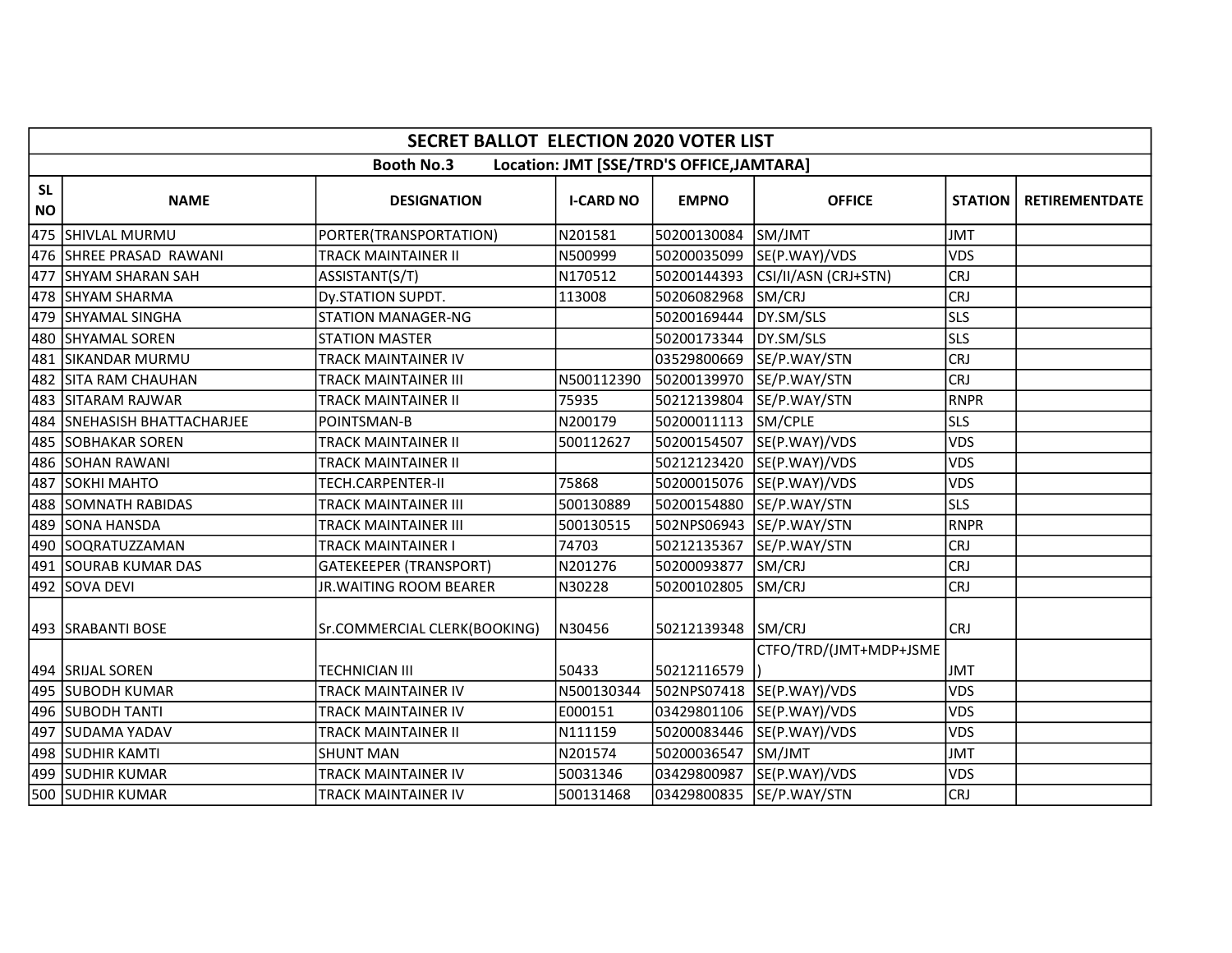## SECRET BALLOT ELECTION 2020 VOTER LIST

**Booth No.3 Location: JMT [SSE/TRD'S OFFICE,JAMTARA]**

| SL NO | NAME | DESIGNATION | I-CARD NO | EMPNO | OFFICE | STATION | RETIREMENTDATE |
|---|---|---|---|---|---|---|---|
| 475 | SHIVLAL MURMU | PORTER(TRANSPORTATION) | N201581 | 50200130084 | SM/JMT | JMT | |
| 476 | SHREE PRASAD RAWANI | TRACK MAINTAINER II | N500999 | 50200035099 | SE(P.WAY)/VDS | VDS | |
| 477 | SHYAM SHARAN SAH | ASSISTANT(S/T) | N170512 | 50200144393 | CSI/II/ASN (CRJ+STN) | CRJ | |
| 478 | SHYAM SHARMA | Dy.STATION SUPDT. | 113008 | 50206082968 | SM/CRJ | CRJ | |
| 479 | SHYAMAL SINGHA | STATION MANAGER-NG | | 50200169444 | DY.SM/SLS | SLS | |
| 480 | SHYAMAL SOREN | STATION MASTER | | 50200173344 | DY.SM/SLS | SLS | |
| 481 | SIKANDAR MURMU | TRACK MAINTAINER IV | | 03529800669 | SE/P.WAY/STN | CRJ | |
| 482 | SITA RAM CHAUHAN | TRACK MAINTAINER III | N500112390 | 50200139970 | SE/P.WAY/STN | CRJ | |
| 483 | SITARAM RAJWAR | TRACK MAINTAINER II | 75935 | 50212139804 | SE/P.WAY/STN | RNPR | |
| 484 | SNEHASISH BHATTACHARJEE | POINTSMAN-B | N200179 | 50200011113 | SM/CPLE | SLS | |
| 485 | SOBHAKAR SOREN | TRACK MAINTAINER II | 500112627 | 50200154507 | SE(P.WAY)/VDS | VDS | |
| 486 | SOHAN RAWANI | TRACK MAINTAINER II | | 50212123420 | SE(P.WAY)/VDS | VDS | |
| 487 | SOKHI MAHTO | TECH.CARPENTER-II | 75868 | 50200015076 | SE(P.WAY)/VDS | VDS | |
| 488 | SOMNATH RABIDAS | TRACK MAINTAINER III | 500130889 | 50200154880 | SE/P.WAY/STN | SLS | |
| 489 | SONA HANSDA | TRACK MAINTAINER III | 500130515 | 502NPS06943 | SE/P.WAY/STN | RNPR | |
| 490 | SOQRATUZZAMAN | TRACK MAINTAINER I | 74703 | 50212135367 | SE/P.WAY/STN | CRJ | |
| 491 | SOURAB KUMAR DAS | GATEKEEPER (TRANSPORT) | N201276 | 50200093877 | SM/CRJ | CRJ | |
| 492 | SOVA DEVI | JR.WAITING ROOM BEARER | N30228 | 50200102805 | SM/CRJ | CRJ | |
| 493 | SRABANTI BOSE | Sr.COMMERCIAL CLERK(BOOKING) | N30456 | 50212139348 | SM/CRJ | CRJ | |
| 494 | SRIJAL SOREN | TECHNICIAN III | 50433 | 50212116579 | CTFO/TRD/(JMT+MDP+JSME) | JMT | |
| 495 | SUBODH KUMAR | TRACK MAINTAINER IV | N500130344 | 502NPS07418 | SE(P.WAY)/VDS | VDS | |
| 496 | SUBODH TANTI | TRACK MAINTAINER IV | E000151 | 03429801106 | SE(P.WAY)/VDS | VDS | |
| 497 | SUDAMA YADAV | TRACK MAINTAINER II | N111159 | 50200083446 | SE(P.WAY)/VDS | VDS | |
| 498 | SUDHIR KAMTI | SHUNT MAN | N201574 | 50200036547 | SM/JMT | JMT | |
| 499 | SUDHIR KUMAR | TRACK MAINTAINER IV | 50031346 | 03429800987 | SE(P.WAY)/VDS | VDS | |
| 500 | SUDHIR KUMAR | TRACK MAINTAINER IV | 500131468 | 03429800835 | SE/P.WAY/STN | CRJ | |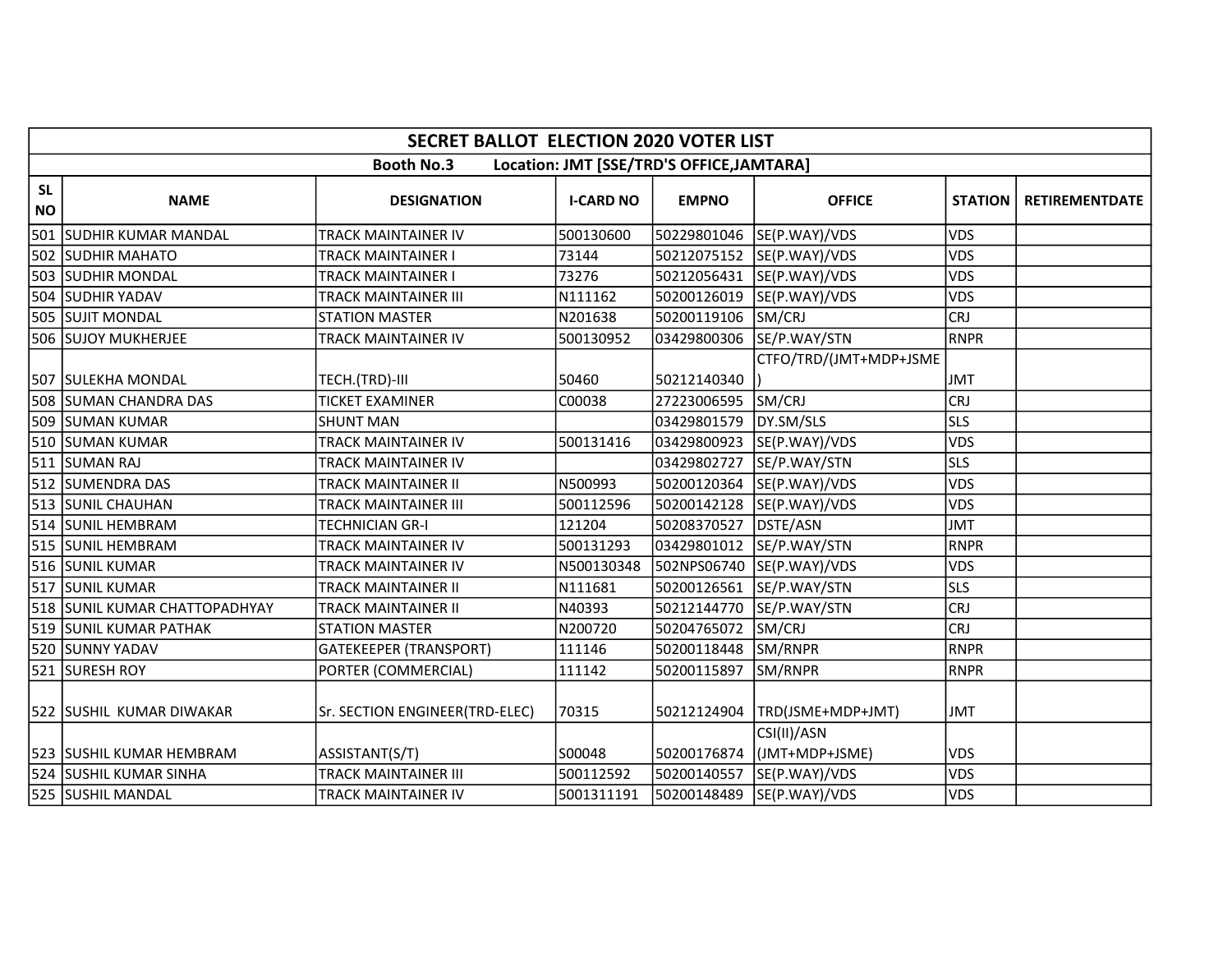| SECRET BALLOT ELECTION 2020 VOTER LIST | | | | | | | |
|---|---|---|---|---|---|---|---|
| Booth No.3 Location: JMT [SSE/TRD'S OFFICE,JAMTARA] | | | | | | | |
| SL NO | NAME | DESIGNATION | I-CARD NO | EMPNO | OFFICE | STATION | RETIREMENTDATE |
| 501 | SUDHIR KUMAR MANDAL | TRACK MAINTAINER IV | 500130600 | 50229801046 | SE(P.WAY)/VDS | VDS | |
| 502 | SUDHIR MAHATO | TRACK MAINTAINER I | 73144 | 50212075152 | SE(P.WAY)/VDS | VDS | |
| 503 | SUDHIR MONDAL | TRACK MAINTAINER I | 73276 | 50212056431 | SE(P.WAY)/VDS | VDS | |
| 504 | SUDHIR YADAV | TRACK MAINTAINER III | N111162 | 50200126019 | SE(P.WAY)/VDS | VDS | |
| 505 | SUJIT MONDAL | STATION MASTER | N201638 | 50200119106 | SM/CRJ | CRJ | |
| 506 | SUJOY MUKHERJEE | TRACK MAINTAINER IV | 500130952 | 03429800306 | SE/P.WAY/STN | RNPR | |
| 507 | SULEKHA MONDAL | TECH.(TRD)-III | 50460 | 50212140340 | CTFO/TRD/(JMT+MDP+JSME) | JMT | |
| 508 | SUMAN CHANDRA DAS | TICKET EXAMINER | C00038 | 27223006595 | SM/CRJ | CRJ | |
| 509 | SUMAN KUMAR | SHUNT MAN | | 03429801579 | DY.SM/SLS | SLS | |
| 510 | SUMAN KUMAR | TRACK MAINTAINER IV | 500131416 | 03429800923 | SE(P.WAY)/VDS | VDS | |
| 511 | SUMAN RAJ | TRACK MAINTAINER IV | | 03429802727 | SE/P.WAY/STN | SLS | |
| 512 | SUMENDRA DAS | TRACK MAINTAINER II | N500993 | 50200120364 | SE(P.WAY)/VDS | VDS | |
| 513 | SUNIL CHAUHAN | TRACK MAINTAINER III | 500112596 | 50200142128 | SE(P.WAY)/VDS | VDS | |
| 514 | SUNIL HEMBRAM | TECHNICIAN GR-I | 121204 | 50208370527 | DSTE/ASN | JMT | |
| 515 | SUNIL HEMBRAM | TRACK MAINTAINER IV | 500131293 | 03429801012 | SE/P.WAY/STN | RNPR | |
| 516 | SUNIL KUMAR | TRACK MAINTAINER IV | N500130348 | 502NPS06740 | SE(P.WAY)/VDS | VDS | |
| 517 | SUNIL KUMAR | TRACK MAINTAINER II | N111681 | 50200126561 | SE/P.WAY/STN | SLS | |
| 518 | SUNIL KUMAR CHATTOPADHYAY | TRACK MAINTAINER II | N40393 | 50212144770 | SE/P.WAY/STN | CRJ | |
| 519 | SUNIL KUMAR PATHAK | STATION MASTER | N200720 | 50204765072 | SM/CRJ | CRJ | |
| 520 | SUNNY YADAV | GATEKEEPER (TRANSPORT) | 111146 | 50200118448 | SM/RNPR | RNPR | |
| 521 | SURESH ROY | PORTER (COMMERCIAL) | 111142 | 50200115897 | SM/RNPR | RNPR | |
| 522 | SUSHIL KUMAR DIWAKAR | Sr. SECTION ENGINEER(TRD-ELEC) | 70315 | 50212124904 | TRD(JSME+MDP+JMT) | JMT | |
| 523 | SUSHIL KUMAR HEMBRAM | ASSISTANT(S/T) | S00048 | 50200176874 | CSI(II)/ASN (JMT+MDP+JSME) | VDS | |
| 524 | SUSHIL KUMAR SINHA | TRACK MAINTAINER III | 500112592 | 50200140557 | SE(P.WAY)/VDS | VDS | |
| 525 | SUSHIL MANDAL | TRACK MAINTAINER IV | 5001311191 | 50200148489 | SE(P.WAY)/VDS | VDS | |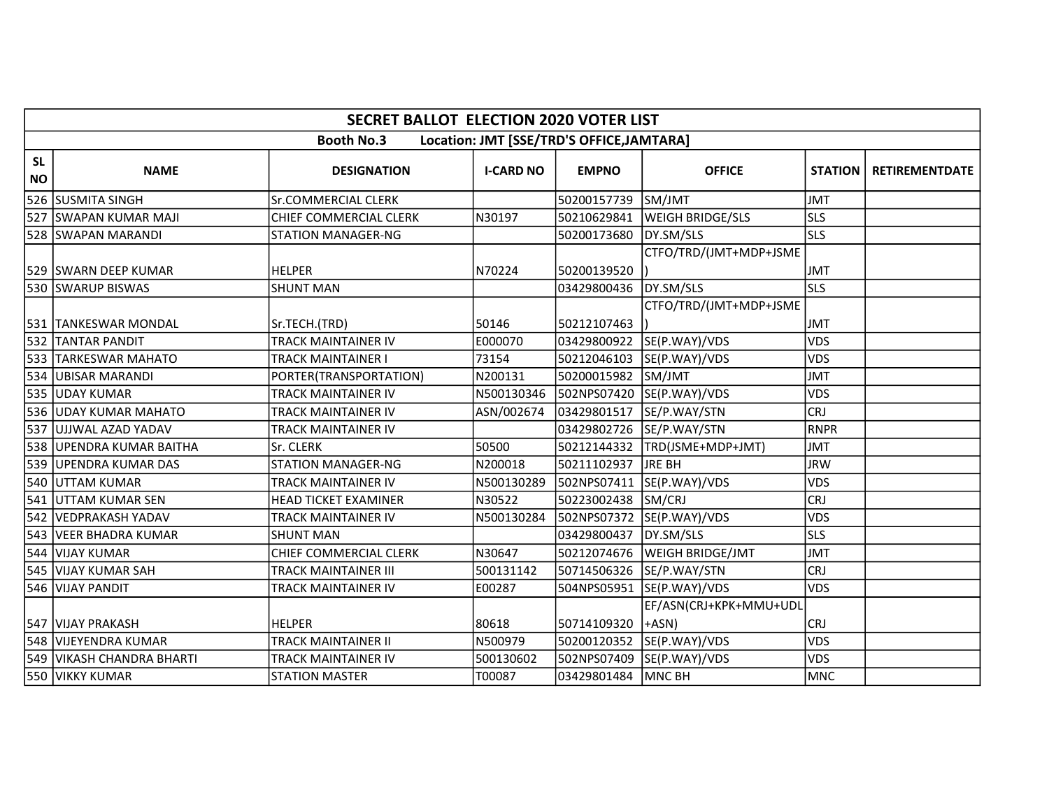| SECRET BALLOT ELECTION 2020 VOTER LIST | | | | | | | |
|---|---|---|---|---|---|---|---|
| Booth No.3 Location: JMT [SSE/TRD'S OFFICE,JAMTARA] | | | | | | | |
| SL NO | NAME | DESIGNATION | I-CARD NO | EMPNO | OFFICE | STATION | RETIREMENTDATE |
| 526 | SUSMITA SINGH | Sr.COMMERCIAL CLERK | | 50200157739 | SM/JMT | JMT | |
| 527 | SWAPAN KUMAR MAJI | CHIEF COMMERCIAL CLERK | N30197 | 50210629841 | WEIGH BRIDGE/SLS | SLS | |
| 528 | SWAPAN MARANDI | STATION MANAGER-NG | | 50200173680 | DY.SM/SLS | SLS | |
| 529 | SWARN DEEP KUMAR | HELPER | N70224 | 50200139520 | CTFO/TRD/(JMT+MDP+JSME) | JMT | |
| 530 | SWARUP BISWAS | SHUNT MAN | | 03429800436 | DY.SM/SLS | SLS | |
| 531 | TANKESWAR MONDAL | Sr.TECH.(TRD) | 50146 | 50212107463 | CTFO/TRD/(JMT+MDP+JSME) | JMT | |
| 532 | TANTAR PANDIT | TRACK MAINTAINER IV | E000070 | 03429800922 | SE(P.WAY)/VDS | VDS | |
| 533 | TARKESWAR MAHATO | TRACK MAINTAINER I | 73154 | 50212046103 | SE(P.WAY)/VDS | VDS | |
| 534 | UBISAR MARANDI | PORTER(TRANSPORTATION) | N200131 | 50200015982 | SM/JMT | JMT | |
| 535 | UDAY KUMAR | TRACK MAINTAINER IV | N500130346 | 502NPS07420 | SE(P.WAY)/VDS | VDS | |
| 536 | UDAY KUMAR MAHATO | TRACK MAINTAINER IV | ASN/002674 | 03429801517 | SE/P.WAY/STN | CRJ | |
| 537 | UJJWAL AZAD YADAV | TRACK MAINTAINER IV | | 03429802726 | SE/P.WAY/STN | RNPR | |
| 538 | UPENDRA KUMAR BAITHA | Sr. CLERK | 50500 | 50212144332 | TRD(JSME+MDP+JMT) | JMT | |
| 539 | UPENDRA KUMAR DAS | STATION MANAGER-NG | N200018 | 50211102937 | JRE BH | JRW | |
| 540 | UTTAM KUMAR | TRACK MAINTAINER IV | N500130289 | 502NPS07411 | SE(P.WAY)/VDS | VDS | |
| 541 | UTTAM KUMAR SEN | HEAD TICKET EXAMINER | N30522 | 50223002438 | SM/CRJ | CRJ | |
| 542 | VEDPRAKASH YADAV | TRACK MAINTAINER IV | N500130284 | 502NPS07372 | SE(P.WAY)/VDS | VDS | |
| 543 | VEER BHADRA KUMAR | SHUNT MAN | | 03429800437 | DY.SM/SLS | SLS | |
| 544 | VIJAY KUMAR | CHIEF COMMERCIAL CLERK | N30647 | 50212074676 | WEIGH BRIDGE/JMT | JMT | |
| 545 | VIJAY KUMAR SAH | TRACK MAINTAINER III | 500131142 | 50714506326 | SE/P.WAY/STN | CRJ | |
| 546 | VIJAY PANDIT | TRACK MAINTAINER IV | E00287 | 504NPS05951 | SE(P.WAY)/VDS | VDS | |
| 547 | VIJAY PRAKASH | HELPER | 80618 | 50714109320 | EF/ASN(CRJ+KPK+MMU+UDL+ASN) | CRJ | |
| 548 | VIJEYENDRA KUMAR | TRACK MAINTAINER II | N500979 | 50200120352 | SE(P.WAY)/VDS | VDS | |
| 549 | VIKASH CHANDRA BHARTI | TRACK MAINTAINER IV | 500130602 | 502NPS07409 | SE(P.WAY)/VDS | VDS | |
| 550 | VIKKY KUMAR | STATION MASTER | T00087 | 03429801484 | MNC BH | MNC | |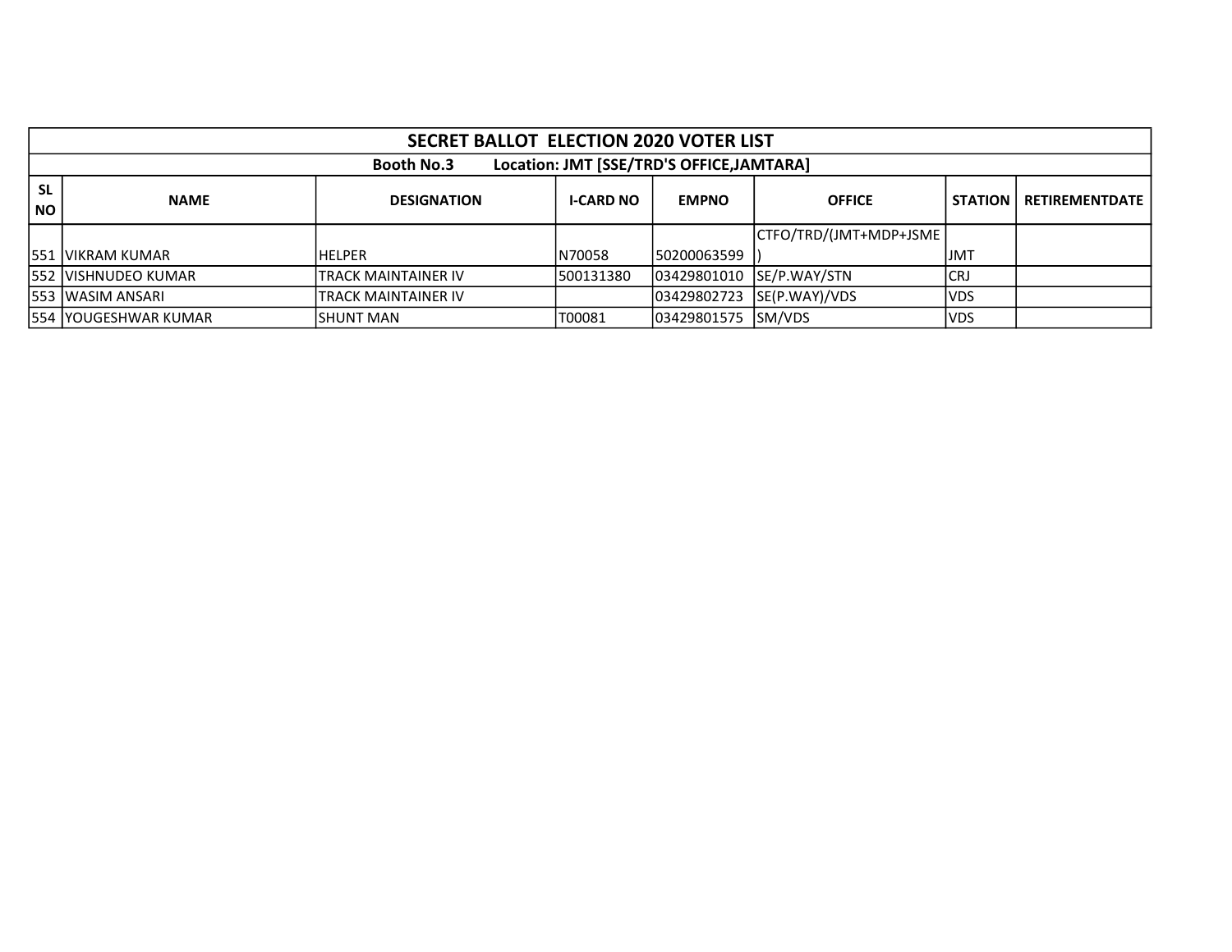| SECRET BALLOT ELECTION 2020 VOTER LIST | | | | | | | |
|---|---|---|---|---|---|---|---|
| Booth No.3 Location: JMT [SSE/TRD'S OFFICE,JAMTARA] | | | | | | | |
| SL NO | NAME | DESIGNATION | I-CARD NO | EMPNO | OFFICE | STATION | RETIREMENTDATE |
| 551 | VIKRAM KUMAR | HELPER | N70058 | 50200063599 | CTFO/TRD/(JMT+MDP+JSME) | JMT | |
| 552 | VISHNUDEO KUMAR | TRACK MAINTAINER IV | 500131380 | 03429801010 | SE/P.WAY/STN | CRJ | |
| 553 | WASIM ANSARI | TRACK MAINTAINER IV | | 03429802723 | SE(P.WAY)/VDS | VDS | |
| 554 | YOUGESHWAR KUMAR | SHUNT MAN | T00081 | 03429801575 | SM/VDS | VDS | |